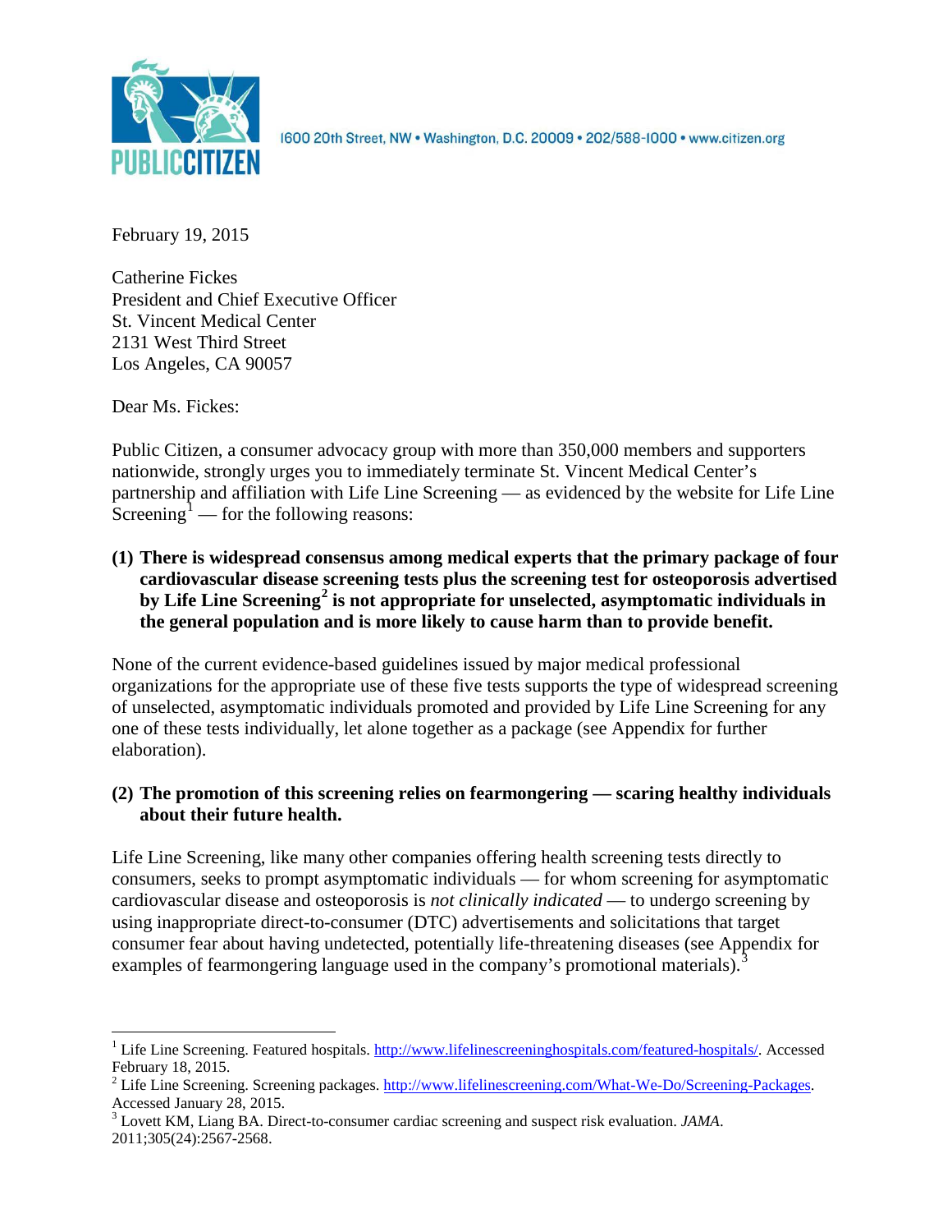1600 20th Street, NW • Washington, D.C. 20009 • 202/588-1000 • www.citizen.org

February 19, 2015

Catherine Fickes
President and Chief Executive Officer
St. Vincent Medical Center
2131 West Third Street
Los Angeles, CA 90057

Dear Ms. Fickes:

Public Citizen, a consumer advocacy group with more than 350,000 members and supporters nationwide, strongly urges you to immediately terminate St. Vincent Medical Center's partnership and affiliation with Life Line Screening — as evidenced by the website for Life Line Screening[1] — for the following reasons:

**(1) There is widespread consensus among medical experts that the primary package of four cardiovascular disease screening tests plus the screening test for osteoporosis advertised by Life Line Screening[2] is not appropriate for unselected, asymptomatic individuals in the general population and is more likely to cause harm than to provide benefit.**

None of the current evidence-based guidelines issued by major medical professional organizations for the appropriate use of these five tests supports the type of widespread screening of unselected, asymptomatic individuals promoted and provided by Life Line Screening for any one of these tests individually, let alone together as a package (see Appendix for further elaboration).

**(2) The promotion of this screening relies on fearmongering — scaring healthy individuals about their future health.**

Life Line Screening, like many other companies offering health screening tests directly to consumers, seeks to prompt asymptomatic individuals — for whom screening for asymptomatic cardiovascular disease and osteoporosis is *not clinically indicated* — to undergo screening by using inappropriate direct-to-consumer (DTC) advertisements and solicitations that target consumer fear about having undetected, potentially life-threatening diseases (see Appendix for examples of fearmongering language used in the company's promotional materials).[3]

---

[1] Life Line Screening. Featured hospitals. http://www.lifelinescreeninghospitals.com/featured-hospitals/. Accessed February 18, 2015.

[2] Life Line Screening. Screening packages. http://www.lifelinescreening.com/What-We-Do/Screening-Packages. Accessed January 28, 2015.

[3] Lovett KM, Liang BA. Direct-to-consumer cardiac screening and suspect risk evaluation. *JAMA*. 2011;305(24):2567-2568.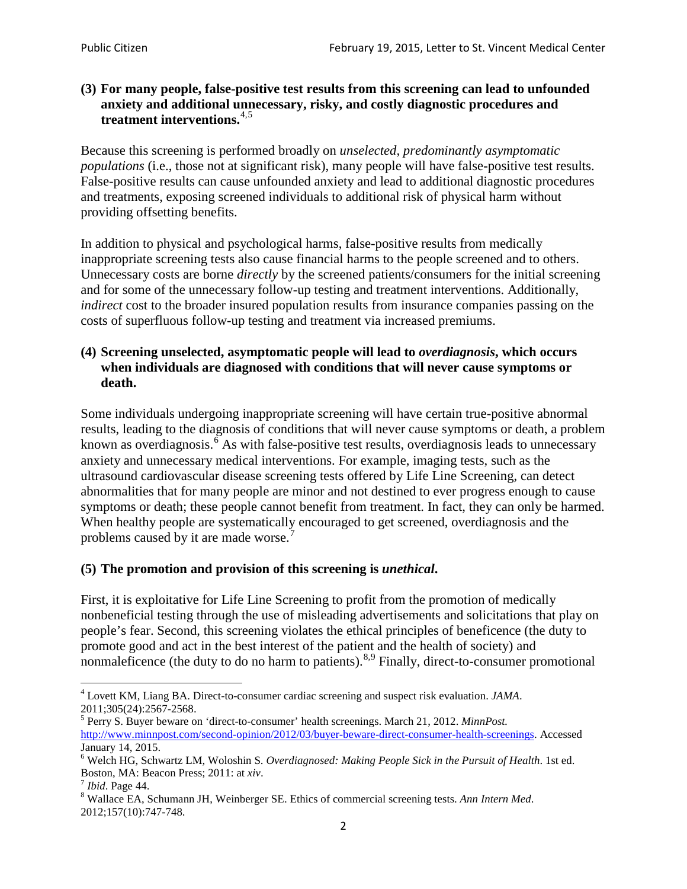**(3) For many people, false-positive test results from this screening can lead to unfounded anxiety and additional unnecessary, risky, and costly diagnostic procedures and treatment interventions.**[4,5]

Because this screening is performed broadly on *unselected, predominantly asymptomatic populations* (i.e., those not at significant risk), many people will have false-positive test results. False-positive results can cause unfounded anxiety and lead to additional diagnostic procedures and treatments, exposing screened individuals to additional risk of physical harm without providing offsetting benefits.

In addition to physical and psychological harms, false-positive results from medically inappropriate screening tests also cause financial harms to the people screened and to others. Unnecessary costs are borne *directly* by the screened patients/consumers for the initial screening and for some of the unnecessary follow-up testing and treatment interventions. Additionally, *indirect* cost to the broader insured population results from insurance companies passing on the costs of superfluous follow-up testing and treatment via increased premiums.

**(4) Screening unselected, asymptomatic people will lead to *overdiagnosis*, which occurs when individuals are diagnosed with conditions that will never cause symptoms or death.**

Some individuals undergoing inappropriate screening will have certain true-positive abnormal results, leading to the diagnosis of conditions that will never cause symptoms or death, a problem known as overdiagnosis.[6] As with false-positive test results, overdiagnosis leads to unnecessary anxiety and unnecessary medical interventions. For example, imaging tests, such as the ultrasound cardiovascular disease screening tests offered by Life Line Screening, can detect abnormalities that for many people are minor and not destined to ever progress enough to cause symptoms or death; these people cannot benefit from treatment. In fact, they can only be harmed. When healthy people are systematically encouraged to get screened, overdiagnosis and the problems caused by it are made worse.[7]

**(5) The promotion and provision of this screening is *unethical*.**

First, it is exploitative for Life Line Screening to profit from the promotion of medically nonbeneficial testing through the use of misleading advertisements and solicitations that play on people's fear. Second, this screening violates the ethical principles of beneficence (the duty to promote good and act in the best interest of the patient and the health of society) and nonmaleficence (the duty to do no harm to patients).[8,9] Finally, direct-to-consumer promotional

---

[4] Lovett KM, Liang BA. Direct-to-consumer cardiac screening and suspect risk evaluation. *JAMA*. 2011;305(24):2567-2568.

[5] Perry S. Buyer beware on 'direct-to-consumer' health screenings. March 21, 2012. *MinnPost.* http://www.minnpost.com/second-opinion/2012/03/buyer-beware-direct-consumer-health-screenings. Accessed January 14, 2015.

[6] Welch HG, Schwartz LM, Woloshin S. *Overdiagnosed: Making People Sick in the Pursuit of Health*. 1st ed. Boston, MA: Beacon Press; 2011: at *xiv*.

[7] *Ibid*. Page 44.

[8] Wallace EA, Schumann JH, Weinberger SE. Ethics of commercial screening tests. *Ann Intern Med*. 2012;157(10):747-748.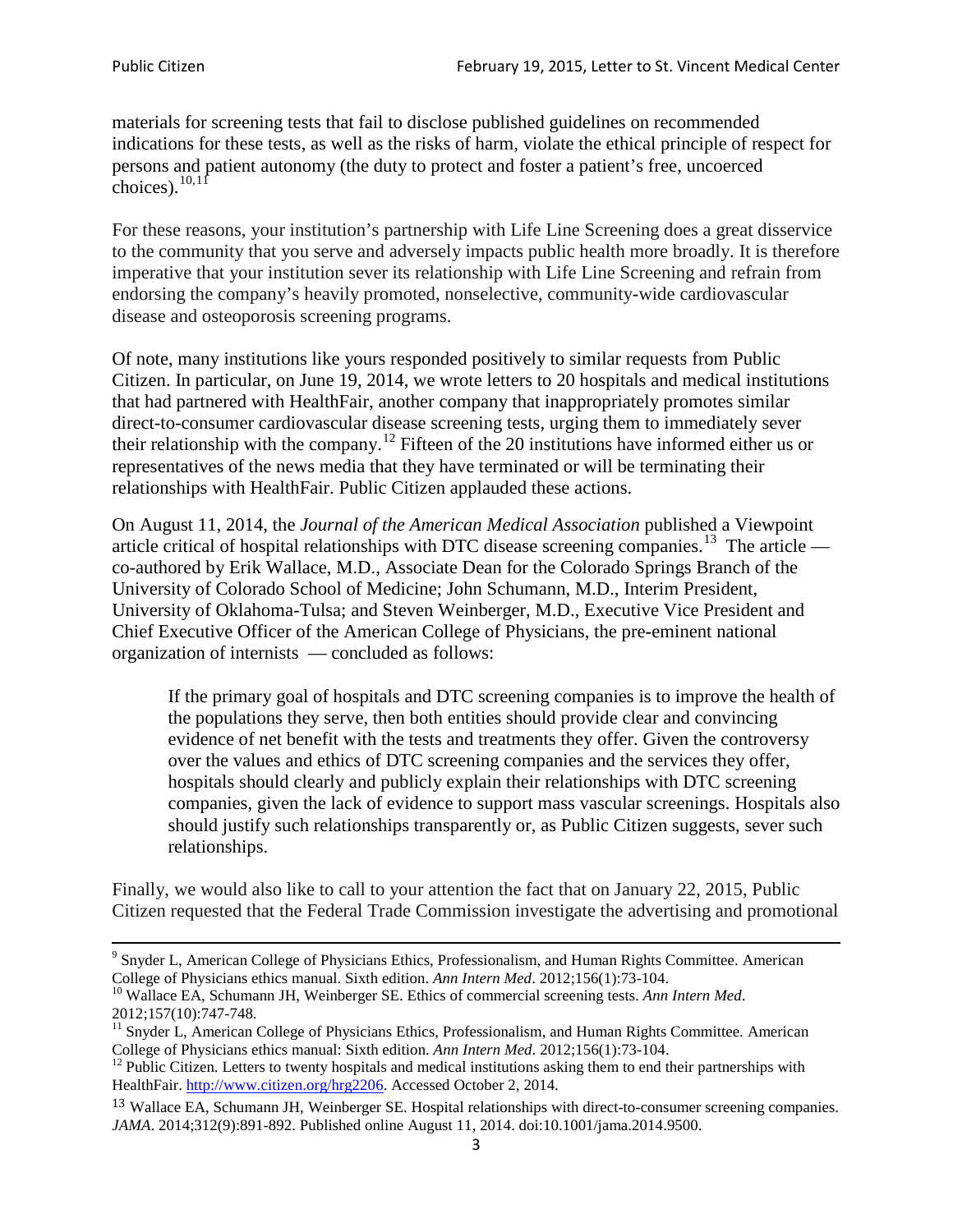materials for screening tests that fail to disclose published guidelines on recommended indications for these tests, as well as the risks of harm, violate the ethical principle of respect for persons and patient autonomy (the duty to protect and foster a patient's free, uncoerced choices).[10,11]

For these reasons, your institution's partnership with Life Line Screening does a great disservice to the community that you serve and adversely impacts public health more broadly. It is therefore imperative that your institution sever its relationship with Life Line Screening and refrain from endorsing the company's heavily promoted, nonselective, community-wide cardiovascular disease and osteoporosis screening programs.

Of note, many institutions like yours responded positively to similar requests from Public Citizen. In particular, on June 19, 2014, we wrote letters to 20 hospitals and medical institutions that had partnered with HealthFair, another company that inappropriately promotes similar direct-to-consumer cardiovascular disease screening tests, urging them to immediately sever their relationship with the company.[12] Fifteen of the 20 institutions have informed either us or representatives of the news media that they have terminated or will be terminating their relationships with HealthFair. Public Citizen applauded these actions.

On August 11, 2014, the *Journal of the American Medical Association* published a Viewpoint article critical of hospital relationships with DTC disease screening companies.[13] The article — co-authored by Erik Wallace, M.D., Associate Dean for the Colorado Springs Branch of the University of Colorado School of Medicine; John Schumann, M.D., Interim President, University of Oklahoma-Tulsa; and Steven Weinberger, M.D., Executive Vice President and Chief Executive Officer of the American College of Physicians, the pre-eminent national organization of internists — concluded as follows:

> If the primary goal of hospitals and DTC screening companies is to improve the health of the populations they serve, then both entities should provide clear and convincing evidence of net benefit with the tests and treatments they offer. Given the controversy over the values and ethics of DTC screening companies and the services they offer, hospitals should clearly and publicly explain their relationships with DTC screening companies, given the lack of evidence to support mass vascular screenings. Hospitals also should justify such relationships transparently or, as Public Citizen suggests, sever such relationships.

Finally, we would also like to call to your attention the fact that on January 22, 2015, Public Citizen requested that the Federal Trade Commission investigate the advertising and promotional

---

[9] Snyder L, American College of Physicians Ethics, Professionalism, and Human Rights Committee. American College of Physicians ethics manual. Sixth edition. *Ann Intern Med*. 2012;156(1):73-104.

[10] Wallace EA, Schumann JH, Weinberger SE. Ethics of commercial screening tests. *Ann Intern Med*. 2012;157(10):747-748.

[11] Snyder L, American College of Physicians Ethics, Professionalism, and Human Rights Committee. American College of Physicians ethics manual: Sixth edition. *Ann Intern Med*. 2012;156(1):73-104.

[12] Public Citizen. Letters to twenty hospitals and medical institutions asking them to end their partnerships with HealthFair. http://www.citizen.org/hrg2206. Accessed October 2, 2014.

[13] Wallace EA, Schumann JH, Weinberger SE. Hospital relationships with direct-to-consumer screening companies. *JAMA*. 2014;312(9):891-892. Published online August 11, 2014. doi:10.1001/jama.2014.9500.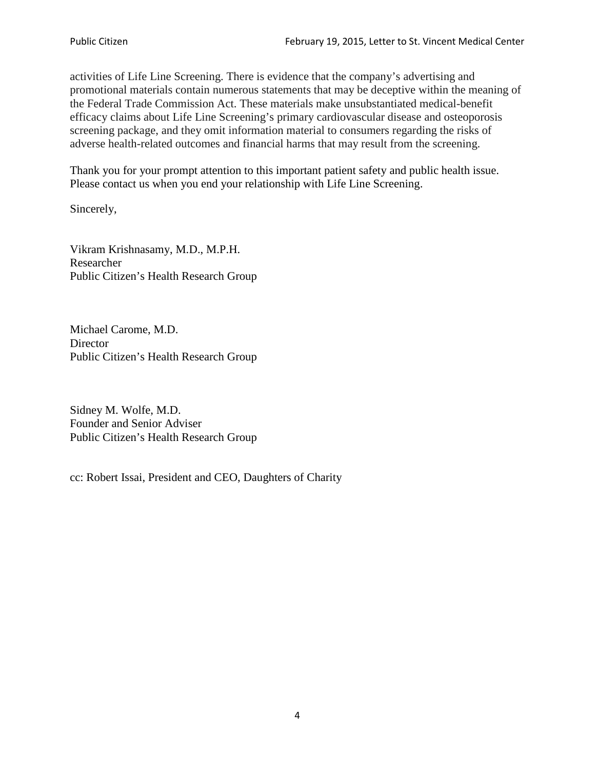activities of Life Line Screening. There is evidence that the company's advertising and promotional materials contain numerous statements that may be deceptive within the meaning of the Federal Trade Commission Act. These materials make unsubstantiated medical-benefit efficacy claims about Life Line Screening's primary cardiovascular disease and osteoporosis screening package, and they omit information material to consumers regarding the risks of adverse health-related outcomes and financial harms that may result from the screening.

Thank you for your prompt attention to this important patient safety and public health issue. Please contact us when you end your relationship with Life Line Screening.

Sincerely,

Vikram Krishnasamy, M.D., M.P.H.
Researcher
Public Citizen's Health Research Group

Michael Carome, M.D.
Director
Public Citizen's Health Research Group

Sidney M. Wolfe, M.D.
Founder and Senior Adviser
Public Citizen's Health Research Group

cc: Robert Issai, President and CEO, Daughters of Charity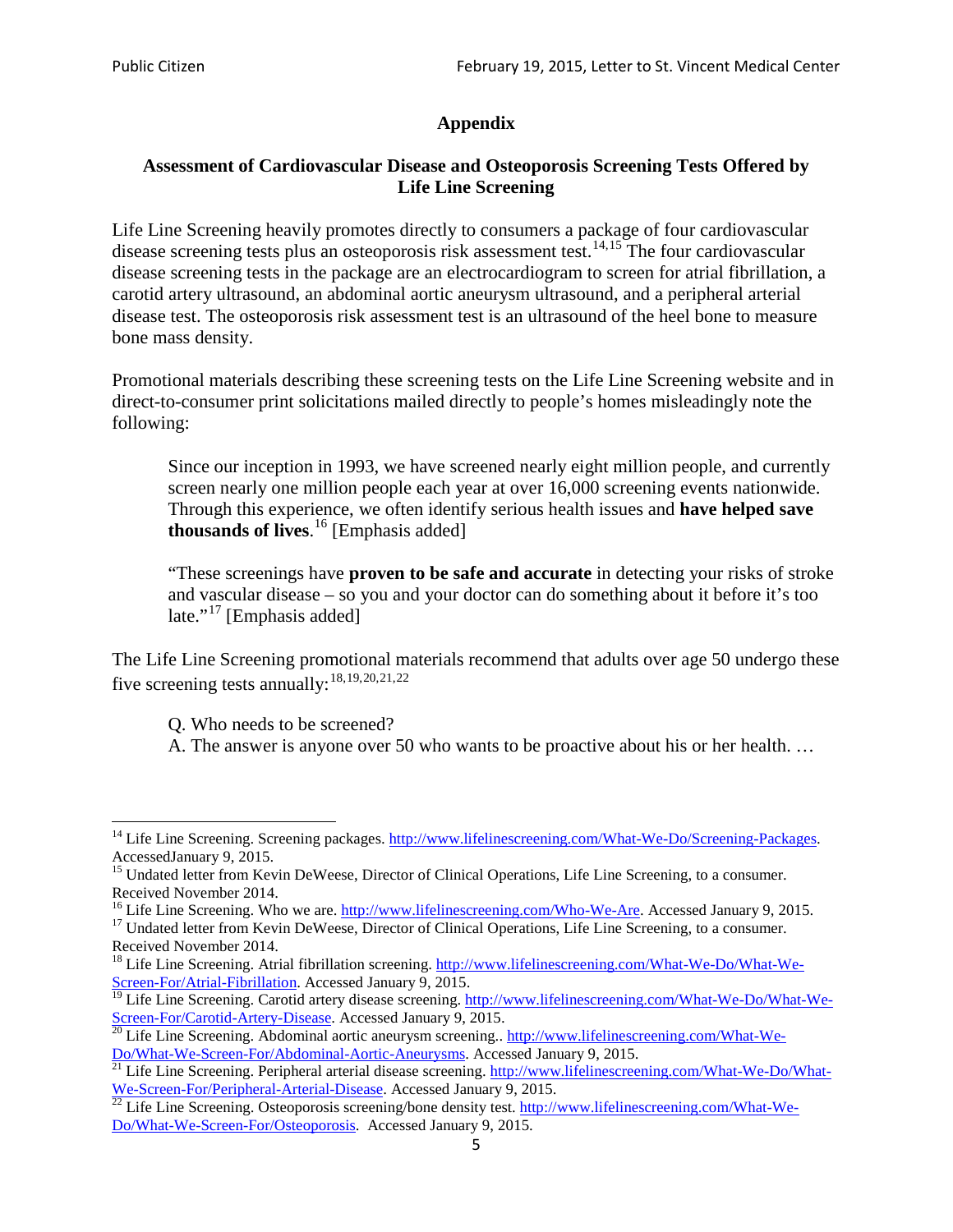# Appendix

## Assessment of Cardiovascular Disease and Osteoporosis Screening Tests Offered by Life Line Screening

Life Line Screening heavily promotes directly to consumers a package of four cardiovascular disease screening tests plus an osteoporosis risk assessment test.[14,15] The four cardiovascular disease screening tests in the package are an electrocardiogram to screen for atrial fibrillation, a carotid artery ultrasound, an abdominal aortic aneurysm ultrasound, and a peripheral arterial disease test. The osteoporosis risk assessment test is an ultrasound of the heel bone to measure bone mass density.

Promotional materials describing these screening tests on the Life Line Screening website and in direct-to-consumer print solicitations mailed directly to people's homes misleadingly note the following:

> Since our inception in 1993, we have screened nearly eight million people, and currently screen nearly one million people each year at over 16,000 screening events nationwide. Through this experience, we often identify serious health issues and **have helped save thousands of lives**.[16] [Emphasis added]
>
> "These screenings have **proven to be safe and accurate** in detecting your risks of stroke and vascular disease – so you and your doctor can do something about it before it's too late."[17] [Emphasis added]

The Life Line Screening promotional materials recommend that adults over age 50 undergo these five screening tests annually:[18,19,20,21,22]

> Q. Who needs to be screened?
> A. The answer is anyone over 50 who wants to be proactive about his or her health. …

---

[14] Life Line Screening. Screening packages. http://www.lifelinescreening.com/What-We-Do/Screening-Packages. AccessedJanuary 9, 2015.

[15] Undated letter from Kevin DeWeese, Director of Clinical Operations, Life Line Screening, to a consumer. Received November 2014.

[16] Life Line Screening. Who we are. http://www.lifelinescreening.com/Who-We-Are. Accessed January 9, 2015.

[17] Undated letter from Kevin DeWeese, Director of Clinical Operations, Life Line Screening, to a consumer. Received November 2014.

[18] Life Line Screening. Atrial fibrillation screening. http://www.lifelinescreening.com/What-We-Do/What-We-Screen-For/Atrial-Fibrillation. Accessed January 9, 2015.

[19] Life Line Screening. Carotid artery disease screening. http://www.lifelinescreening.com/What-We-Do/What-We-Screen-For/Carotid-Artery-Disease. Accessed January 9, 2015.

[20] Life Line Screening. Abdominal aortic aneurysm screening.. http://www.lifelinescreening.com/What-We-Do/What-We-Screen-For/Abdominal-Aortic-Aneurysms. Accessed January 9, 2015.

[21] Life Line Screening. Peripheral arterial disease screening. http://www.lifelinescreening.com/What-We-Do/What-We-Screen-For/Peripheral-Arterial-Disease. Accessed January 9, 2015.

[22] Life Line Screening. Osteoporosis screening/bone density test. http://www.lifelinescreening.com/What-We-Do/What-We-Screen-For/Osteoporosis. Accessed January 9, 2015.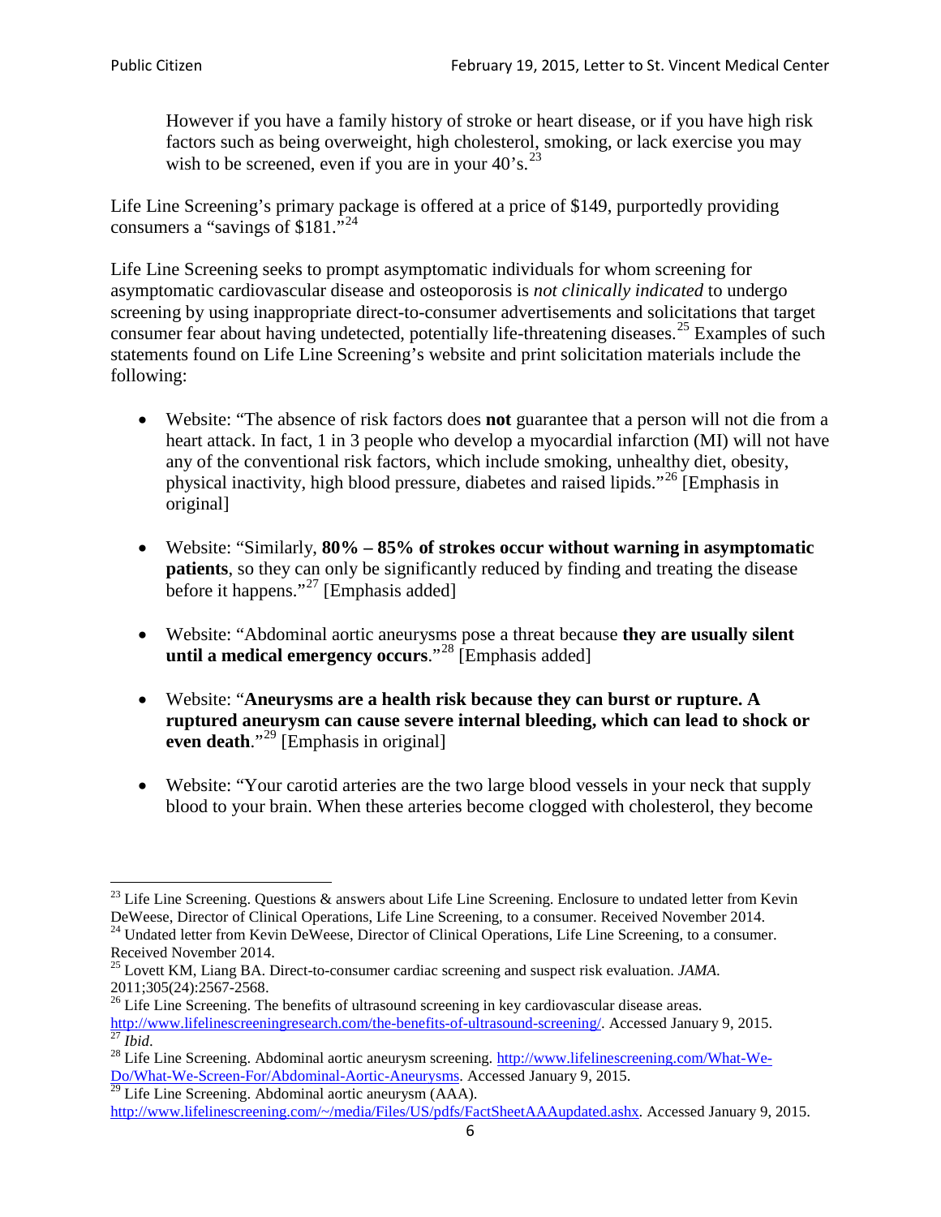> However if you have a family history of stroke or heart disease, or if you have high risk factors such as being overweight, high cholesterol, smoking, or lack exercise you may wish to be screened, even if you are in your 40's.[23]

Life Line Screening's primary package is offered at a price of $149, purportedly providing consumers a "savings of $181."[24]

Life Line Screening seeks to prompt asymptomatic individuals for whom screening for asymptomatic cardiovascular disease and osteoporosis is *not clinically indicated* to undergo screening by using inappropriate direct-to-consumer advertisements and solicitations that target consumer fear about having undetected, potentially life-threatening diseases.[25] Examples of such statements found on Life Line Screening's website and print solicitation materials include the following:

- Website: "The absence of risk factors does **not** guarantee that a person will not die from a heart attack. In fact, 1 in 3 people who develop a myocardial infarction (MI) will not have any of the conventional risk factors, which include smoking, unhealthy diet, obesity, physical inactivity, high blood pressure, diabetes and raised lipids."[26] [Emphasis in original]
- Website: "Similarly, **80% – 85% of strokes occur without warning in asymptomatic patients**, so they can only be significantly reduced by finding and treating the disease before it happens."[27] [Emphasis added]
- Website: "Abdominal aortic aneurysms pose a threat because **they are usually silent until a medical emergency occurs**."[28] [Emphasis added]
- Website: "**Aneurysms are a health risk because they can burst or rupture. A ruptured aneurysm can cause severe internal bleeding, which can lead to shock or even death**."[29] [Emphasis in original]
- Website: "Your carotid arteries are the two large blood vessels in your neck that supply blood to your brain. When these arteries become clogged with cholesterol, they become

---

[23] Life Line Screening. Questions & answers about Life Line Screening. Enclosure to undated letter from Kevin DeWeese, Director of Clinical Operations, Life Line Screening, to a consumer. Received November 2014.

[24] Undated letter from Kevin DeWeese, Director of Clinical Operations, Life Line Screening, to a consumer. Received November 2014.

[25] Lovett KM, Liang BA. Direct-to-consumer cardiac screening and suspect risk evaluation. *JAMA*. 2011;305(24):2567-2568.

[26] Life Line Screening. The benefits of ultrasound screening in key cardiovascular disease areas. http://www.lifelinescreeningresearch.com/the-benefits-of-ultrasound-screening/. Accessed January 9, 2015.

[27] *Ibid*.

[28] Life Line Screening. Abdominal aortic aneurysm screening. http://www.lifelinescreening.com/What-We-Do/What-We-Screen-For/Abdominal-Aortic-Aneurysms. Accessed January 9, 2015.

[29] Life Line Screening. Abdominal aortic aneurysm (AAA). http://www.lifelinescreening.com/~/media/Files/US/pdfs/FactSheetAAAupdated.ashx. Accessed January 9, 2015.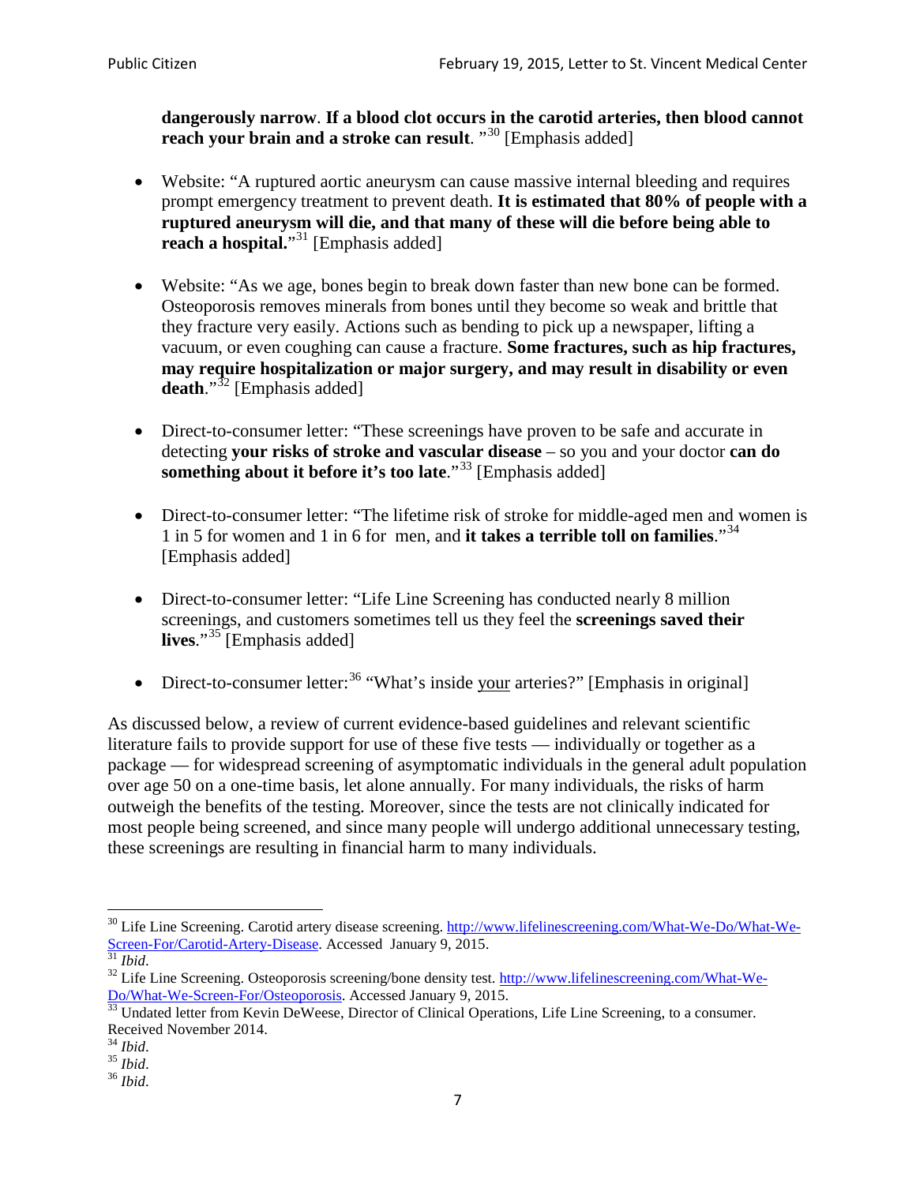**dangerously narrow**. **If a blood clot occurs in the carotid arteries, then blood cannot reach your brain and a stroke can result**. "[30] [Emphasis added]

- Website: "A ruptured aortic aneurysm can cause massive internal bleeding and requires prompt emergency treatment to prevent death. **It is estimated that 80% of people with a ruptured aneurysm will die, and that many of these will die before being able to reach a hospital.**"[31] [Emphasis added]

- Website: "As we age, bones begin to break down faster than new bone can be formed. Osteoporosis removes minerals from bones until they become so weak and brittle that they fracture very easily. Actions such as bending to pick up a newspaper, lifting a vacuum, or even coughing can cause a fracture. **Some fractures, such as hip fractures, may require hospitalization or major surgery, and may result in disability or even death**."[32] [Emphasis added]

- Direct-to-consumer letter: "These screenings have proven to be safe and accurate in detecting **your risks of stroke and vascular disease** – so you and your doctor **can do something about it before it's too late**."[33] [Emphasis added]

- Direct-to-consumer letter: "The lifetime risk of stroke for middle-aged men and women is 1 in 5 for women and 1 in 6 for men, and **it takes a terrible toll on families**."[34] [Emphasis added]

- Direct-to-consumer letter: "Life Line Screening has conducted nearly 8 million screenings, and customers sometimes tell us they feel the **screenings saved their lives**."[35] [Emphasis added]

- Direct-to-consumer letter:[36] "What's inside your arteries?" [Emphasis in original]

As discussed below, a review of current evidence-based guidelines and relevant scientific literature fails to provide support for use of these five tests — individually or together as a package — for widespread screening of asymptomatic individuals in the general adult population over age 50 on a one-time basis, let alone annually. For many individuals, the risks of harm outweigh the benefits of the testing. Moreover, since the tests are not clinically indicated for most people being screened, and since many people will undergo additional unnecessary testing, these screenings are resulting in financial harm to many individuals.

---

[30] Life Line Screening. Carotid artery disease screening. http://www.lifelinescreening.com/What-We-Do/What-We-Screen-For/Carotid-Artery-Disease. Accessed January 9, 2015.

[31] *Ibid*.

[32] Life Line Screening. Osteoporosis screening/bone density test. http://www.lifelinescreening.com/What-We-Do/What-We-Screen-For/Osteoporosis. Accessed January 9, 2015.

[33] Undated letter from Kevin DeWeese, Director of Clinical Operations, Life Line Screening, to a consumer. Received November 2014.

[34] *Ibid*.

[35] *Ibid*.

[36] *Ibid*.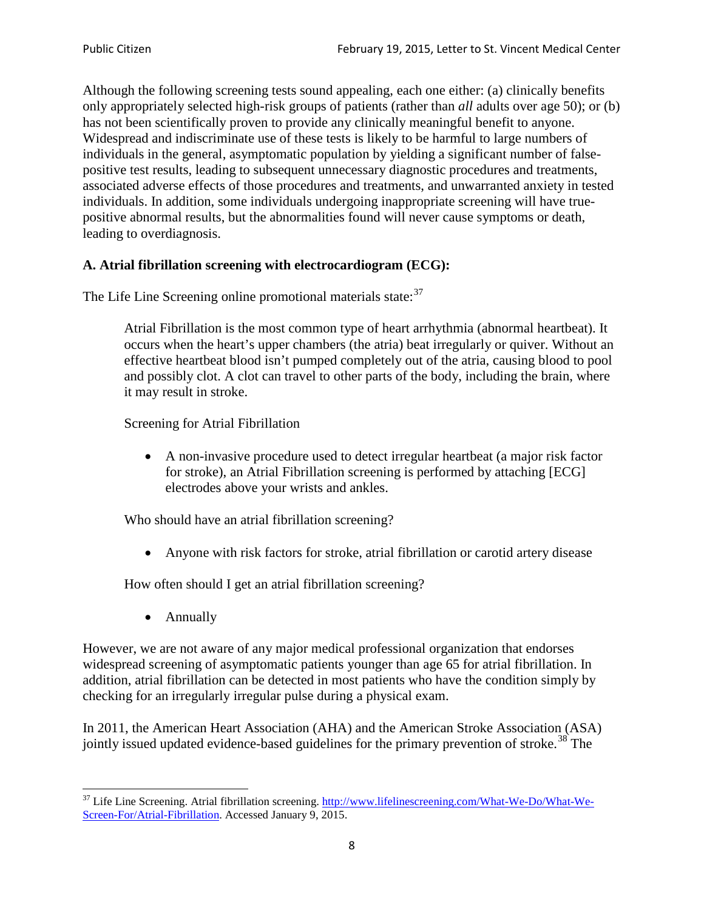Although the following screening tests sound appealing, each one either: (a) clinically benefits only appropriately selected high-risk groups of patients (rather than *all* adults over age 50); or (b) has not been scientifically proven to provide any clinically meaningful benefit to anyone. Widespread and indiscriminate use of these tests is likely to be harmful to large numbers of individuals in the general, asymptomatic population by yielding a significant number of false-positive test results, leading to subsequent unnecessary diagnostic procedures and treatments, associated adverse effects of those procedures and treatments, and unwarranted anxiety in tested individuals. In addition, some individuals undergoing inappropriate screening will have true-positive abnormal results, but the abnormalities found will never cause symptoms or death, leading to overdiagnosis.

**A. Atrial fibrillation screening with electrocardiogram (ECG):**

The Life Line Screening online promotional materials state:[37]

> Atrial Fibrillation is the most common type of heart arrhythmia (abnormal heartbeat). It occurs when the heart's upper chambers (the atria) beat irregularly or quiver. Without an effective heartbeat blood isn't pumped completely out of the atria, causing blood to pool and possibly clot. A clot can travel to other parts of the body, including the brain, where it may result in stroke.
>
> Screening for Atrial Fibrillation
>
> - A non-invasive procedure used to detect irregular heartbeat (a major risk factor for stroke), an Atrial Fibrillation screening is performed by attaching [ECG] electrodes above your wrists and ankles.
>
> Who should have an atrial fibrillation screening?
>
> - Anyone with risk factors for stroke, atrial fibrillation or carotid artery disease
>
> How often should I get an atrial fibrillation screening?
>
> - Annually

However, we are not aware of any major medical professional organization that endorses widespread screening of asymptomatic patients younger than age 65 for atrial fibrillation. In addition, atrial fibrillation can be detected in most patients who have the condition simply by checking for an irregularly irregular pulse during a physical exam.

In 2011, the American Heart Association (AHA) and the American Stroke Association (ASA) jointly issued updated evidence-based guidelines for the primary prevention of stroke.[38] The

---

[37] Life Line Screening. Atrial fibrillation screening. http://www.lifelinescreening.com/What-We-Do/What-We-Screen-For/Atrial-Fibrillation. Accessed January 9, 2015.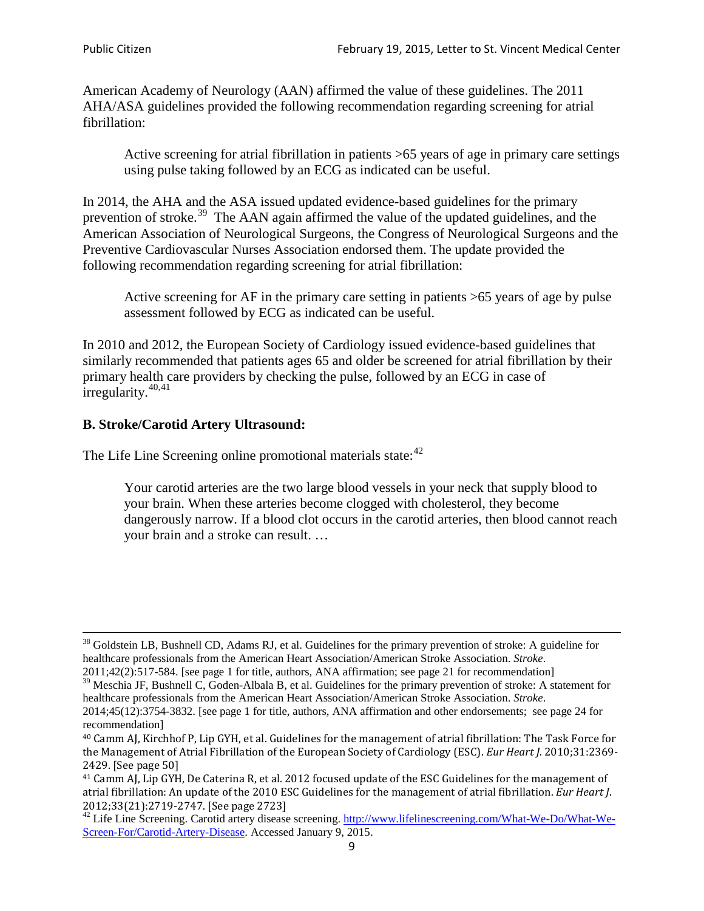American Academy of Neurology (AAN) affirmed the value of these guidelines. The 2011 AHA/ASA guidelines provided the following recommendation regarding screening for atrial fibrillation:

> Active screening for atrial fibrillation in patients >65 years of age in primary care settings using pulse taking followed by an ECG as indicated can be useful.

In 2014, the AHA and the ASA issued updated evidence-based guidelines for the primary prevention of stroke.[39] The AAN again affirmed the value of the updated guidelines, and the American Association of Neurological Surgeons, the Congress of Neurological Surgeons and the Preventive Cardiovascular Nurses Association endorsed them. The update provided the following recommendation regarding screening for atrial fibrillation:

> Active screening for AF in the primary care setting in patients >65 years of age by pulse assessment followed by ECG as indicated can be useful.

In 2010 and 2012, the European Society of Cardiology issued evidence-based guidelines that similarly recommended that patients ages 65 and older be screened for atrial fibrillation by their primary health care providers by checking the pulse, followed by an ECG in case of irregularity.[40,41]

### B. Stroke/Carotid Artery Ultrasound:

The Life Line Screening online promotional materials state:[42]

> Your carotid arteries are the two large blood vessels in your neck that supply blood to your brain. When these arteries become clogged with cholesterol, they become dangerously narrow. If a blood clot occurs in the carotid arteries, then blood cannot reach your brain and a stroke can result. …

---

[38] Goldstein LB, Bushnell CD, Adams RJ, et al. Guidelines for the primary prevention of stroke: A guideline for healthcare professionals from the American Heart Association/American Stroke Association. *Stroke*. 2011;42(2):517-584. [see page 1 for title, authors, ANA affirmation; see page 21 for recommendation]

[39] Meschia JF, Bushnell C, Goden-Albala B, et al. Guidelines for the primary prevention of stroke: A statement for healthcare professionals from the American Heart Association/American Stroke Association. *Stroke*. 2014;45(12):3754-3832. [see page 1 for title, authors, ANA affirmation and other endorsements; see page 24 for recommendation]

[40] Camm AJ, Kirchhof P, Lip GYH, et al. Guidelines for the management of atrial fibrillation: The Task Force for the Management of Atrial Fibrillation of the European Society of Cardiology (ESC). *Eur Heart J*. 2010;31:2369-2429. [See page 50]

[41] Camm AJ, Lip GYH, De Caterina R, et al. 2012 focused update of the ESC Guidelines for the management of atrial fibrillation: An update of the 2010 ESC Guidelines for the management of atrial fibrillation. *Eur Heart J*. 2012;33(21):2719-2747. [See page 2723]

[42] Life Line Screening. Carotid artery disease screening. http://www.lifelinescreening.com/What-We-Do/What-We-Screen-For/Carotid-Artery-Disease. Accessed January 9, 2015.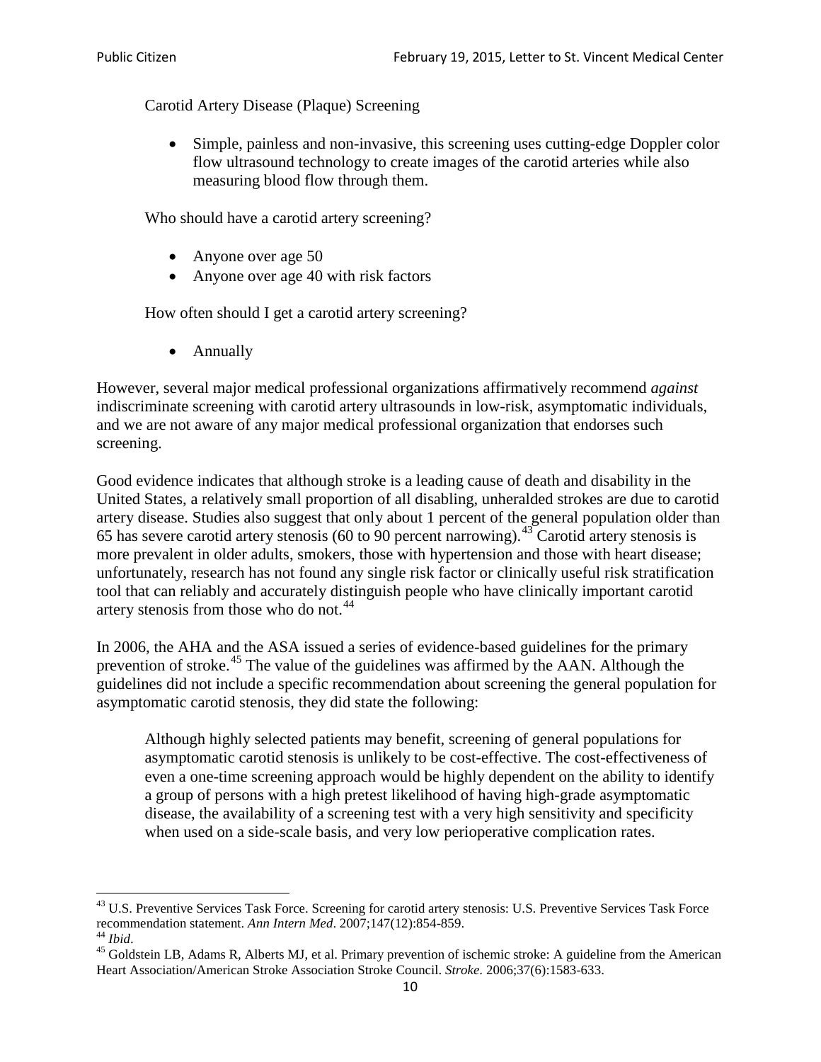Carotid Artery Disease (Plaque) Screening

- Simple, painless and non-invasive, this screening uses cutting-edge Doppler color flow ultrasound technology to create images of the carotid arteries while also measuring blood flow through them.

Who should have a carotid artery screening?

- Anyone over age 50
- Anyone over age 40 with risk factors

How often should I get a carotid artery screening?

- Annually

However, several major medical professional organizations affirmatively recommend *against* indiscriminate screening with carotid artery ultrasounds in low-risk, asymptomatic individuals, and we are not aware of any major medical professional organization that endorses such screening.

Good evidence indicates that although stroke is a leading cause of death and disability in the United States, a relatively small proportion of all disabling, unheralded strokes are due to carotid artery disease. Studies also suggest that only about 1 percent of the general population older than 65 has severe carotid artery stenosis (60 to 90 percent narrowing).[43] Carotid artery stenosis is more prevalent in older adults, smokers, those with hypertension and those with heart disease; unfortunately, research has not found any single risk factor or clinically useful risk stratification tool that can reliably and accurately distinguish people who have clinically important carotid artery stenosis from those who do not.[44]

In 2006, the AHA and the ASA issued a series of evidence-based guidelines for the primary prevention of stroke.[45] The value of the guidelines was affirmed by the AAN. Although the guidelines did not include a specific recommendation about screening the general population for asymptomatic carotid stenosis, they did state the following:

> Although highly selected patients may benefit, screening of general populations for asymptomatic carotid stenosis is unlikely to be cost-effective. The cost-effectiveness of even a one-time screening approach would be highly dependent on the ability to identify a group of persons with a high pretest likelihood of having high-grade asymptomatic disease, the availability of a screening test with a very high sensitivity and specificity when used on a side-scale basis, and very low perioperative complication rates.

---

[43] U.S. Preventive Services Task Force. Screening for carotid artery stenosis: U.S. Preventive Services Task Force recommendation statement. *Ann Intern Med*. 2007;147(12):854-859.

[44] *Ibid*.

[45] Goldstein LB, Adams R, Alberts MJ, et al. Primary prevention of ischemic stroke: A guideline from the American Heart Association/American Stroke Association Stroke Council. *Stroke*. 2006;37(6):1583-633.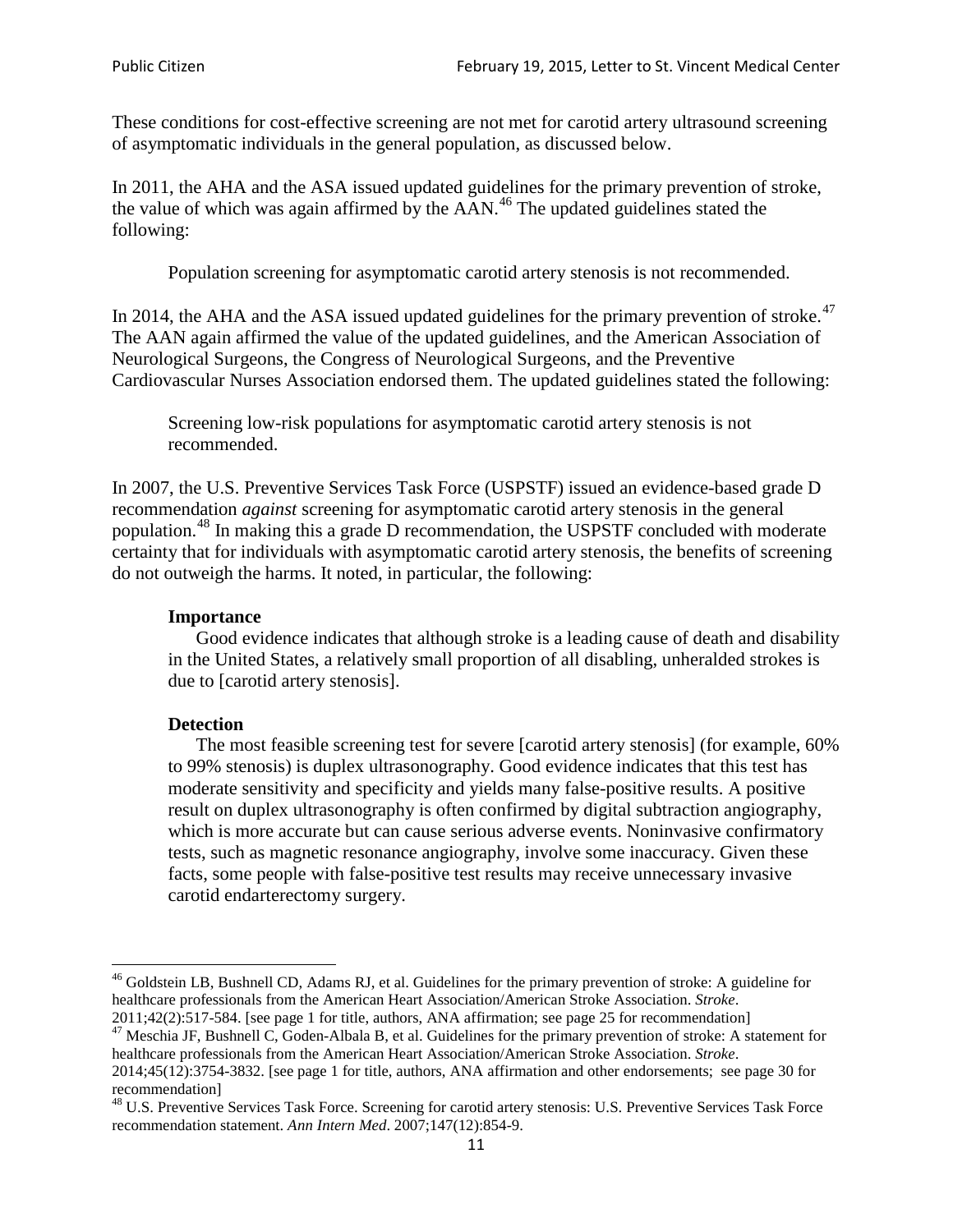These conditions for cost-effective screening are not met for carotid artery ultrasound screening of asymptomatic individuals in the general population, as discussed below.

In 2011, the AHA and the ASA issued updated guidelines for the primary prevention of stroke, the value of which was again affirmed by the AAN.[46] The updated guidelines stated the following:

> Population screening for asymptomatic carotid artery stenosis is not recommended.

In 2014, the AHA and the ASA issued updated guidelines for the primary prevention of stroke.[47] The AAN again affirmed the value of the updated guidelines, and the American Association of Neurological Surgeons, the Congress of Neurological Surgeons, and the Preventive Cardiovascular Nurses Association endorsed them. The updated guidelines stated the following:

> Screening low-risk populations for asymptomatic carotid artery stenosis is not recommended.

In 2007, the U.S. Preventive Services Task Force (USPSTF) issued an evidence-based grade D recommendation *against* screening for asymptomatic carotid artery stenosis in the general population.[48] In making this a grade D recommendation, the USPSTF concluded with moderate certainty that for individuals with asymptomatic carotid artery stenosis, the benefits of screening do not outweigh the harms. It noted, in particular, the following:

> **Importance**
>
> Good evidence indicates that although stroke is a leading cause of death and disability in the United States, a relatively small proportion of all disabling, unheralded strokes is due to [carotid artery stenosis].
>
> **Detection**
>
> The most feasible screening test for severe [carotid artery stenosis] (for example, 60% to 99% stenosis) is duplex ultrasonography. Good evidence indicates that this test has moderate sensitivity and specificity and yields many false-positive results. A positive result on duplex ultrasonography is often confirmed by digital subtraction angiography, which is more accurate but can cause serious adverse events. Noninvasive confirmatory tests, such as magnetic resonance angiography, involve some inaccuracy. Given these facts, some people with false-positive test results may receive unnecessary invasive carotid endarterectomy surgery.

---

[46] Goldstein LB, Bushnell CD, Adams RJ, et al. Guidelines for the primary prevention of stroke: A guideline for healthcare professionals from the American Heart Association/American Stroke Association. *Stroke*. 2011;42(2):517-584. [see page 1 for title, authors, ANA affirmation; see page 25 for recommendation]

[47] Meschia JF, Bushnell C, Goden-Albala B, et al. Guidelines for the primary prevention of stroke: A statement for healthcare professionals from the American Heart Association/American Stroke Association. *Stroke*. 2014;45(12):3754-3832. [see page 1 for title, authors, ANA affirmation and other endorsements; see page 30 for recommendation]

[48] U.S. Preventive Services Task Force. Screening for carotid artery stenosis: U.S. Preventive Services Task Force recommendation statement. *Ann Intern Med*. 2007;147(12):854-9.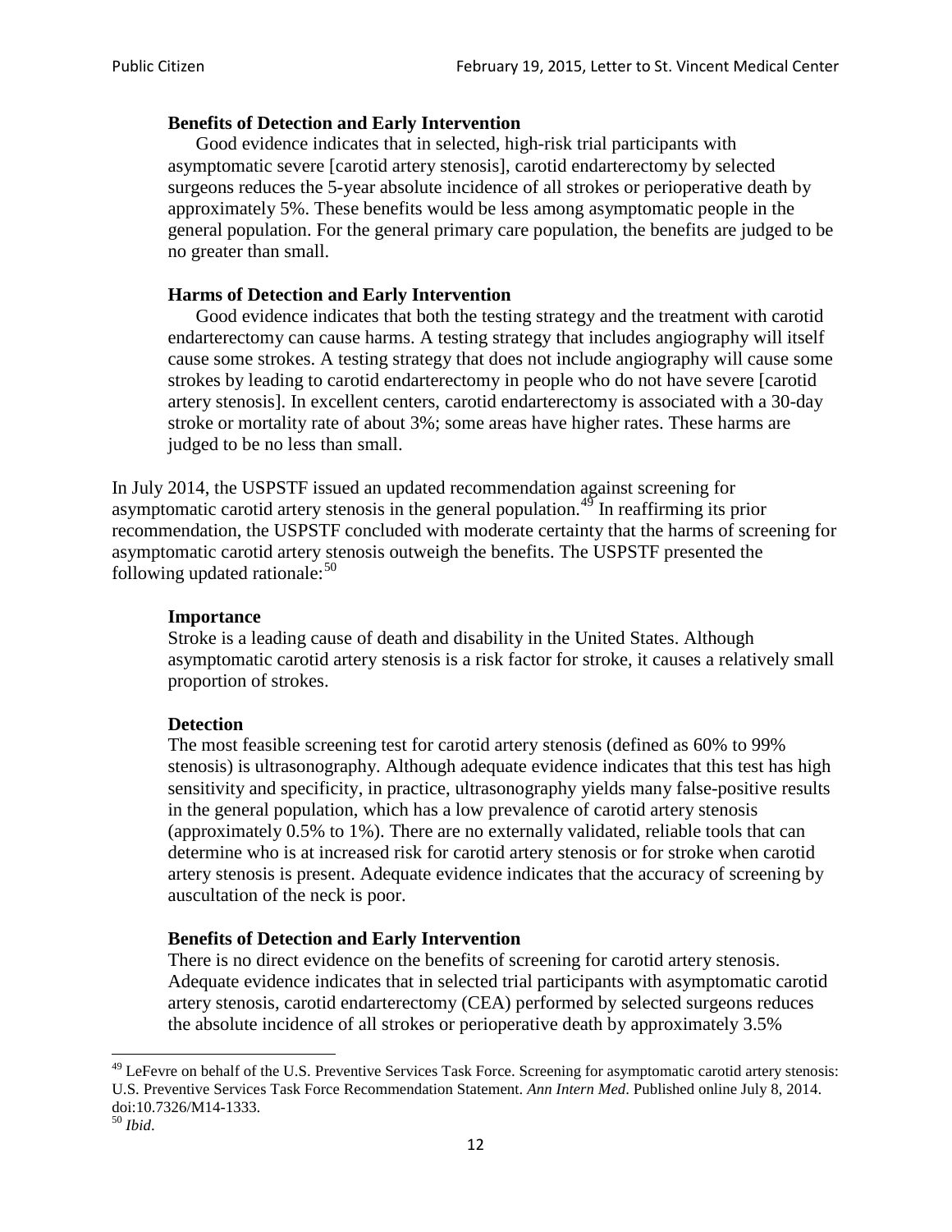> **Benefits of Detection and Early Intervention**
> Good evidence indicates that in selected, high-risk trial participants with asymptomatic severe [carotid artery stenosis], carotid endarterectomy by selected surgeons reduces the 5-year absolute incidence of all strokes or perioperative death by approximately 5%. These benefits would be less among asymptomatic people in the general population. For the general primary care population, the benefits are judged to be no greater than small.
>
> **Harms of Detection and Early Intervention**
> Good evidence indicates that both the testing strategy and the treatment with carotid endarterectomy can cause harms. A testing strategy that includes angiography will itself cause some strokes. A testing strategy that does not include angiography will cause some strokes by leading to carotid endarterectomy in people who do not have severe [carotid artery stenosis]. In excellent centers, carotid endarterectomy is associated with a 30-day stroke or mortality rate of about 3%; some areas have higher rates. These harms are judged to be no less than small.

In July 2014, the USPSTF issued an updated recommendation against screening for asymptomatic carotid artery stenosis in the general population.[49] In reaffirming its prior recommendation, the USPSTF concluded with moderate certainty that the harms of screening for asymptomatic carotid artery stenosis outweigh the benefits. The USPSTF presented the following updated rationale:[50]

> **Importance**
> Stroke is a leading cause of death and disability in the United States. Although asymptomatic carotid artery stenosis is a risk factor for stroke, it causes a relatively small proportion of strokes.
>
> **Detection**
> The most feasible screening test for carotid artery stenosis (defined as 60% to 99% stenosis) is ultrasonography. Although adequate evidence indicates that this test has high sensitivity and specificity, in practice, ultrasonography yields many false-positive results in the general population, which has a low prevalence of carotid artery stenosis (approximately 0.5% to 1%). There are no externally validated, reliable tools that can determine who is at increased risk for carotid artery stenosis or for stroke when carotid artery stenosis is present. Adequate evidence indicates that the accuracy of screening by auscultation of the neck is poor.
>
> **Benefits of Detection and Early Intervention**
> There is no direct evidence on the benefits of screening for carotid artery stenosis. Adequate evidence indicates that in selected trial participants with asymptomatic carotid artery stenosis, carotid endarterectomy (CEA) performed by selected surgeons reduces the absolute incidence of all strokes or perioperative death by approximately 3.5%

---

[49] LeFevre on behalf of the U.S. Preventive Services Task Force. Screening for asymptomatic carotid artery stenosis: U.S. Preventive Services Task Force Recommendation Statement. *Ann Intern Med*. Published online July 8, 2014. doi:10.7326/M14-1333.

[50] *Ibid*.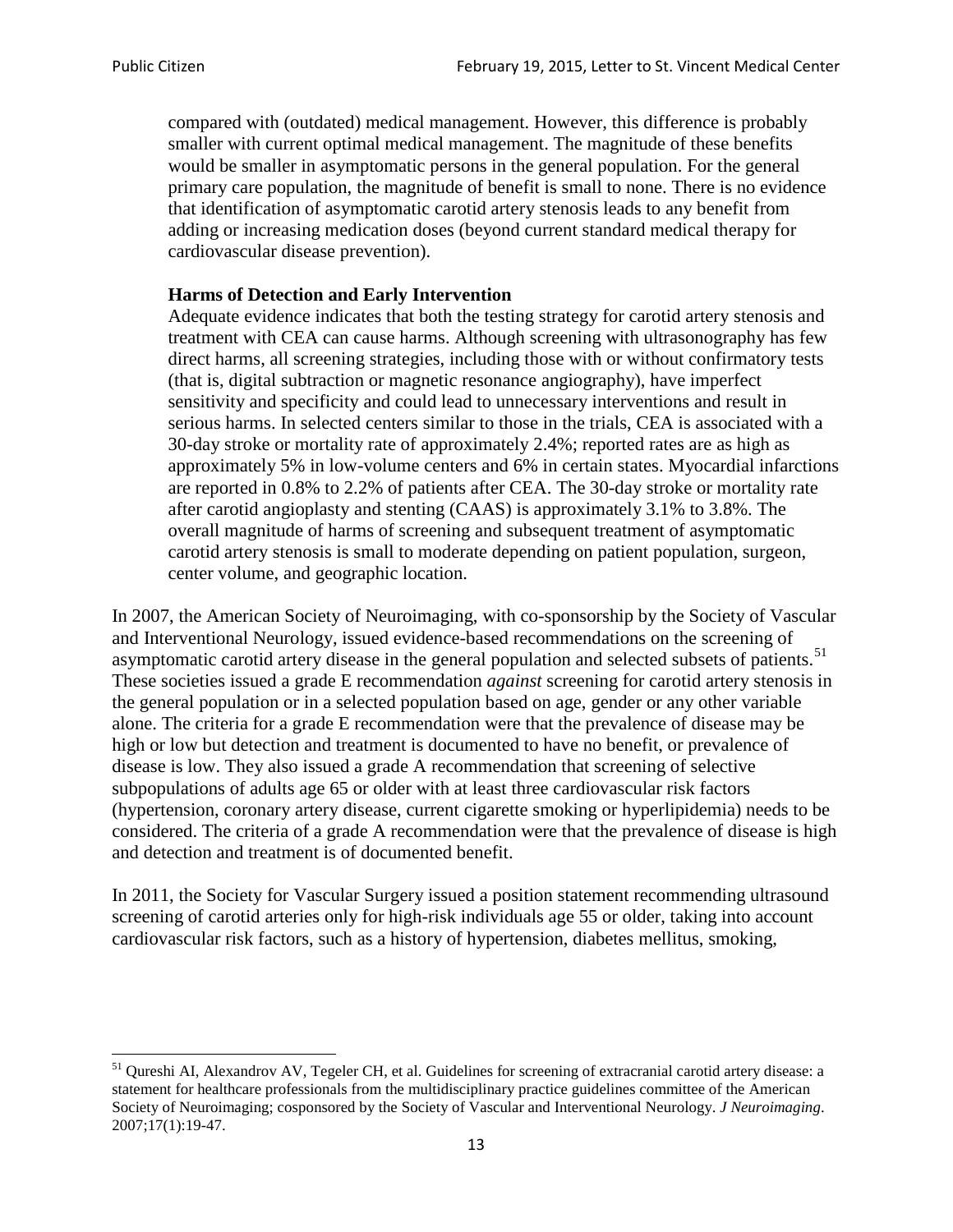compared with (outdated) medical management. However, this difference is probably smaller with current optimal medical management. The magnitude of these benefits would be smaller in asymptomatic persons in the general population. For the general primary care population, the magnitude of benefit is small to none. There is no evidence that identification of asymptomatic carotid artery stenosis leads to any benefit from adding or increasing medication doses (beyond current standard medical therapy for cardiovascular disease prevention).

> **Harms of Detection and Early Intervention**
> Adequate evidence indicates that both the testing strategy for carotid artery stenosis and treatment with CEA can cause harms. Although screening with ultrasonography has few direct harms, all screening strategies, including those with or without confirmatory tests (that is, digital subtraction or magnetic resonance angiography), have imperfect sensitivity and specificity and could lead to unnecessary interventions and result in serious harms. In selected centers similar to those in the trials, CEA is associated with a 30-day stroke or mortality rate of approximately 2.4%; reported rates are as high as approximately 5% in low-volume centers and 6% in certain states. Myocardial infarctions are reported in 0.8% to 2.2% of patients after CEA. The 30-day stroke or mortality rate after carotid angioplasty and stenting (CAAS) is approximately 3.1% to 3.8%. The overall magnitude of harms of screening and subsequent treatment of asymptomatic carotid artery stenosis is small to moderate depending on patient population, surgeon, center volume, and geographic location.

In 2007, the American Society of Neuroimaging, with co-sponsorship by the Society of Vascular and Interventional Neurology, issued evidence-based recommendations on the screening of asymptomatic carotid artery disease in the general population and selected subsets of patients.[51] These societies issued a grade E recommendation *against* screening for carotid artery stenosis in the general population or in a selected population based on age, gender or any other variable alone. The criteria for a grade E recommendation were that the prevalence of disease may be high or low but detection and treatment is documented to have no benefit, or prevalence of disease is low. They also issued a grade A recommendation that screening of selective subpopulations of adults age 65 or older with at least three cardiovascular risk factors (hypertension, coronary artery disease, current cigarette smoking or hyperlipidemia) needs to be considered. The criteria of a grade A recommendation were that the prevalence of disease is high and detection and treatment is of documented benefit.

In 2011, the Society for Vascular Surgery issued a position statement recommending ultrasound screening of carotid arteries only for high-risk individuals age 55 or older, taking into account cardiovascular risk factors, such as a history of hypertension, diabetes mellitus, smoking,

---

[51] Qureshi AI, Alexandrov AV, Tegeler CH, et al. Guidelines for screening of extracranial carotid artery disease: a statement for healthcare professionals from the multidisciplinary practice guidelines committee of the American Society of Neuroimaging; cosponsored by the Society of Vascular and Interventional Neurology. *J Neuroimaging*. 2007;17(1):19-47.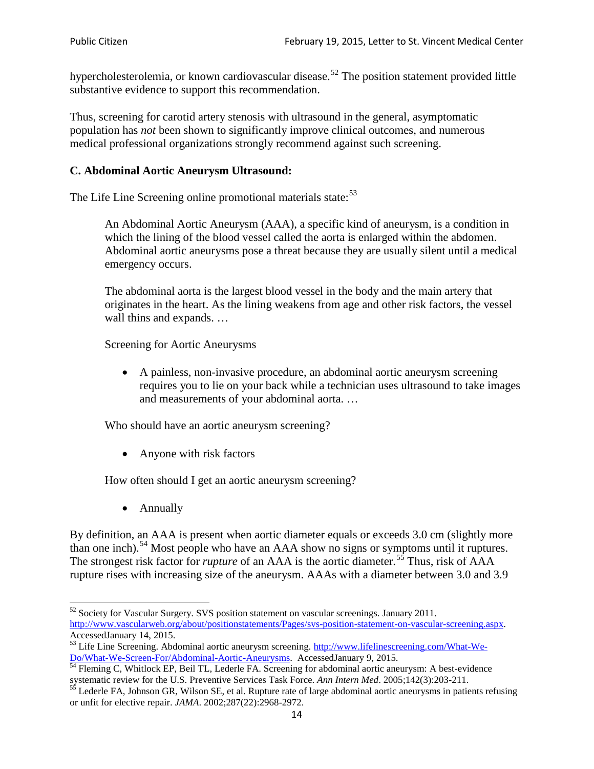hypercholesterolemia, or known cardiovascular disease.[52] The position statement provided little substantive evidence to support this recommendation.

Thus, screening for carotid artery stenosis with ultrasound in the general, asymptomatic population has *not* been shown to significantly improve clinical outcomes, and numerous medical professional organizations strongly recommend against such screening.

### C. Abdominal Aortic Aneurysm Ultrasound:

The Life Line Screening online promotional materials state:[53]

> An Abdominal Aortic Aneurysm (AAA), a specific kind of aneurysm, is a condition in which the lining of the blood vessel called the aorta is enlarged within the abdomen. Abdominal aortic aneurysms pose a threat because they are usually silent until a medical emergency occurs.
>
> The abdominal aorta is the largest blood vessel in the body and the main artery that originates in the heart. As the lining weakens from age and other risk factors, the vessel wall thins and expands. …
>
> Screening for Aortic Aneurysms
>
> - A painless, non-invasive procedure, an abdominal aortic aneurysm screening requires you to lie on your back while a technician uses ultrasound to take images and measurements of your abdominal aorta. …
>
> Who should have an aortic aneurysm screening?
>
> - Anyone with risk factors
>
> How often should I get an aortic aneurysm screening?
>
> - Annually

By definition, an AAA is present when aortic diameter equals or exceeds 3.0 cm (slightly more than one inch).[54] Most people who have an AAA show no signs or symptoms until it ruptures. The strongest risk factor for *rupture* of an AAA is the aortic diameter.[55] Thus, risk of AAA rupture rises with increasing size of the aneurysm. AAAs with a diameter between 3.0 and 3.9

---

[52] Society for Vascular Surgery. SVS position statement on vascular screenings. January 2011. http://www.vascularweb.org/about/positionstatements/Pages/svs-position-statement-on-vascular-screening.aspx. AccessedJanuary 14, 2015.

[53] Life Line Screening. Abdominal aortic aneurysm screening. http://www.lifelinescreening.com/What-We-Do/What-We-Screen-For/Abdominal-Aortic-Aneurysms. AccessedJanuary 9, 2015.

[54] Fleming C, Whitlock EP, Beil TL, Lederle FA. Screening for abdominal aortic aneurysm: A best-evidence systematic review for the U.S. Preventive Services Task Force. *Ann Intern Med*. 2005;142(3):203-211.

[55] Lederle FA, Johnson GR, Wilson SE, et al. Rupture rate of large abdominal aortic aneurysms in patients refusing or unfit for elective repair. *JAMA*. 2002;287(22):2968-2972.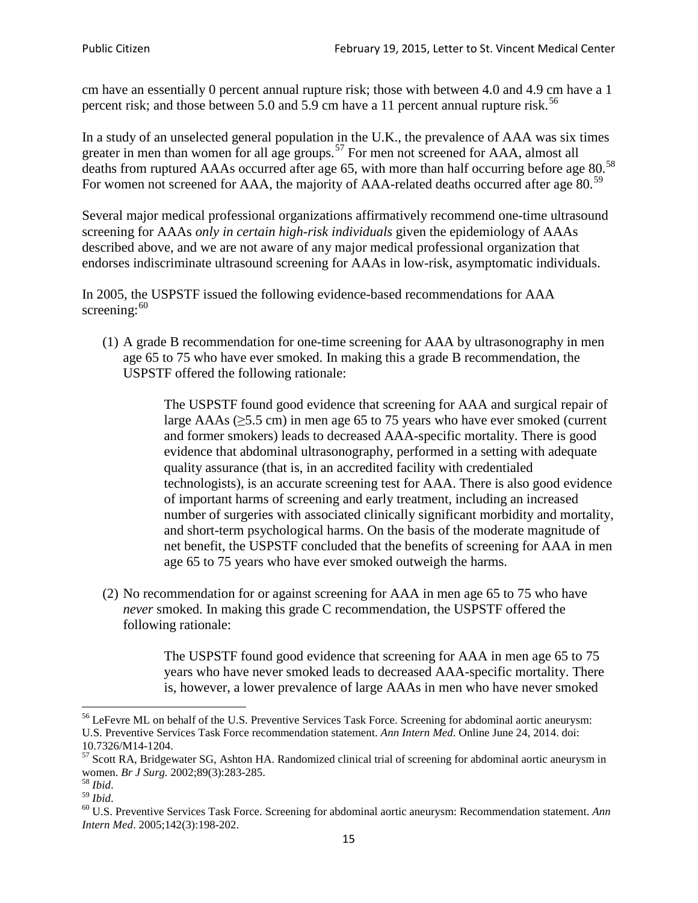cm have an essentially 0 percent annual rupture risk; those with between 4.0 and 4.9 cm have a 1 percent risk; and those between 5.0 and 5.9 cm have a 11 percent annual rupture risk.[56]

In a study of an unselected general population in the U.K., the prevalence of AAA was six times greater in men than women for all age groups.[57] For men not screened for AAA, almost all deaths from ruptured AAAs occurred after age 65, with more than half occurring before age 80.[58] For women not screened for AAA, the majority of AAA-related deaths occurred after age 80.[59]

Several major medical professional organizations affirmatively recommend one-time ultrasound screening for AAAs *only in certain high-risk individuals* given the epidemiology of AAAs described above, and we are not aware of any major medical professional organization that endorses indiscriminate ultrasound screening for AAAs in low-risk, asymptomatic individuals.

In 2005, the USPSTF issued the following evidence-based recommendations for AAA screening:[60]

(1) A grade B recommendation for one-time screening for AAA by ultrasonography in men age 65 to 75 who have ever smoked. In making this a grade B recommendation, the USPSTF offered the following rationale:

> The USPSTF found good evidence that screening for AAA and surgical repair of large AAAs (≥5.5 cm) in men age 65 to 75 years who have ever smoked (current and former smokers) leads to decreased AAA-specific mortality. There is good evidence that abdominal ultrasonography, performed in a setting with adequate quality assurance (that is, in an accredited facility with credentialed technologists), is an accurate screening test for AAA. There is also good evidence of important harms of screening and early treatment, including an increased number of surgeries with associated clinically significant morbidity and mortality, and short-term psychological harms. On the basis of the moderate magnitude of net benefit, the USPSTF concluded that the benefits of screening for AAA in men age 65 to 75 years who have ever smoked outweigh the harms.

(2) No recommendation for or against screening for AAA in men age 65 to 75 who have *never* smoked. In making this grade C recommendation, the USPSTF offered the following rationale:

> The USPSTF found good evidence that screening for AAA in men age 65 to 75 years who have never smoked leads to decreased AAA-specific mortality. There is, however, a lower prevalence of large AAAs in men who have never smoked

---

[56] LeFevre ML on behalf of the U.S. Preventive Services Task Force. Screening for abdominal aortic aneurysm: U.S. Preventive Services Task Force recommendation statement. *Ann Intern Med*. Online June 24, 2014. doi: 10.7326/M14-1204.

[57] Scott RA, Bridgewater SG, Ashton HA. Randomized clinical trial of screening for abdominal aortic aneurysm in women. *Br J Surg.* 2002;89(3):283-285.

[58] *Ibid*.

[59] *Ibid*.

[60] U.S. Preventive Services Task Force. Screening for abdominal aortic aneurysm: Recommendation statement. *Ann Intern Med*. 2005;142(3):198-202.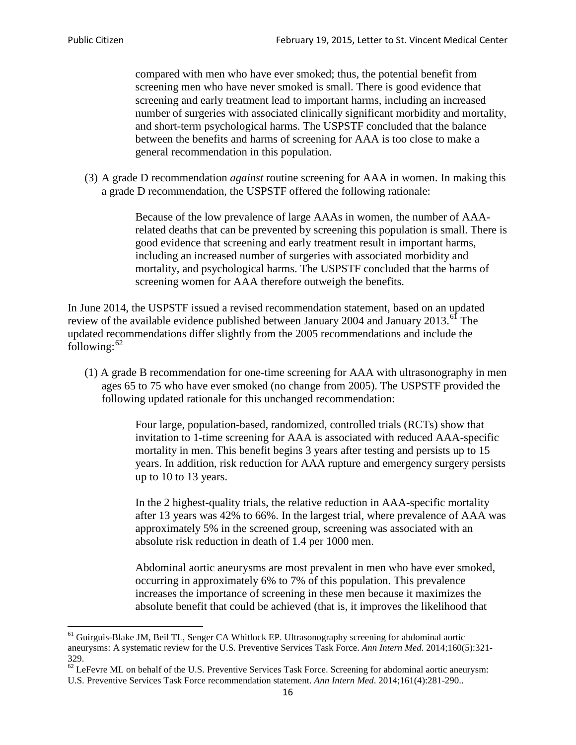> compared with men who have ever smoked; thus, the potential benefit from screening men who have never smoked is small. There is good evidence that screening and early treatment lead to important harms, including an increased number of surgeries with associated clinically significant morbidity and mortality, and short-term psychological harms. The USPSTF concluded that the balance between the benefits and harms of screening for AAA is too close to make a general recommendation in this population.

(3) A grade D recommendation *against* routine screening for AAA in women. In making this a grade D recommendation, the USPSTF offered the following rationale:

> Because of the low prevalence of large AAAs in women, the number of AAA-related deaths that can be prevented by screening this population is small. There is good evidence that screening and early treatment result in important harms, including an increased number of surgeries with associated morbidity and mortality, and psychological harms. The USPSTF concluded that the harms of screening women for AAA therefore outweigh the benefits.

In June 2014, the USPSTF issued a revised recommendation statement, based on an updated review of the available evidence published between January 2004 and January 2013.[61] The updated recommendations differ slightly from the 2005 recommendations and include the following:[62]

(1) A grade B recommendation for one-time screening for AAA with ultrasonography in men ages 65 to 75 who have ever smoked (no change from 2005). The USPSTF provided the following updated rationale for this unchanged recommendation:

> Four large, population-based, randomized, controlled trials (RCTs) show that invitation to 1-time screening for AAA is associated with reduced AAA-specific mortality in men. This benefit begins 3 years after testing and persists up to 15 years. In addition, risk reduction for AAA rupture and emergency surgery persists up to 10 to 13 years.
>
> In the 2 highest-quality trials, the relative reduction in AAA-specific mortality after 13 years was 42% to 66%. In the largest trial, where prevalence of AAA was approximately 5% in the screened group, screening was associated with an absolute risk reduction in death of 1.4 per 1000 men.
>
> Abdominal aortic aneurysms are most prevalent in men who have ever smoked, occurring in approximately 6% to 7% of this population. This prevalence increases the importance of screening in these men because it maximizes the absolute benefit that could be achieved (that is, it improves the likelihood that

---

[61] Guirguis-Blake JM, Beil TL, Senger CA Whitlock EP. Ultrasonography screening for abdominal aortic aneurysms: A systematic review for the U.S. Preventive Services Task Force. *Ann Intern Med*. 2014;160(5):321-329.

[62] LeFevre ML on behalf of the U.S. Preventive Services Task Force. Screening for abdominal aortic aneurysm: U.S. Preventive Services Task Force recommendation statement. *Ann Intern Med*. 2014;161(4):281-290..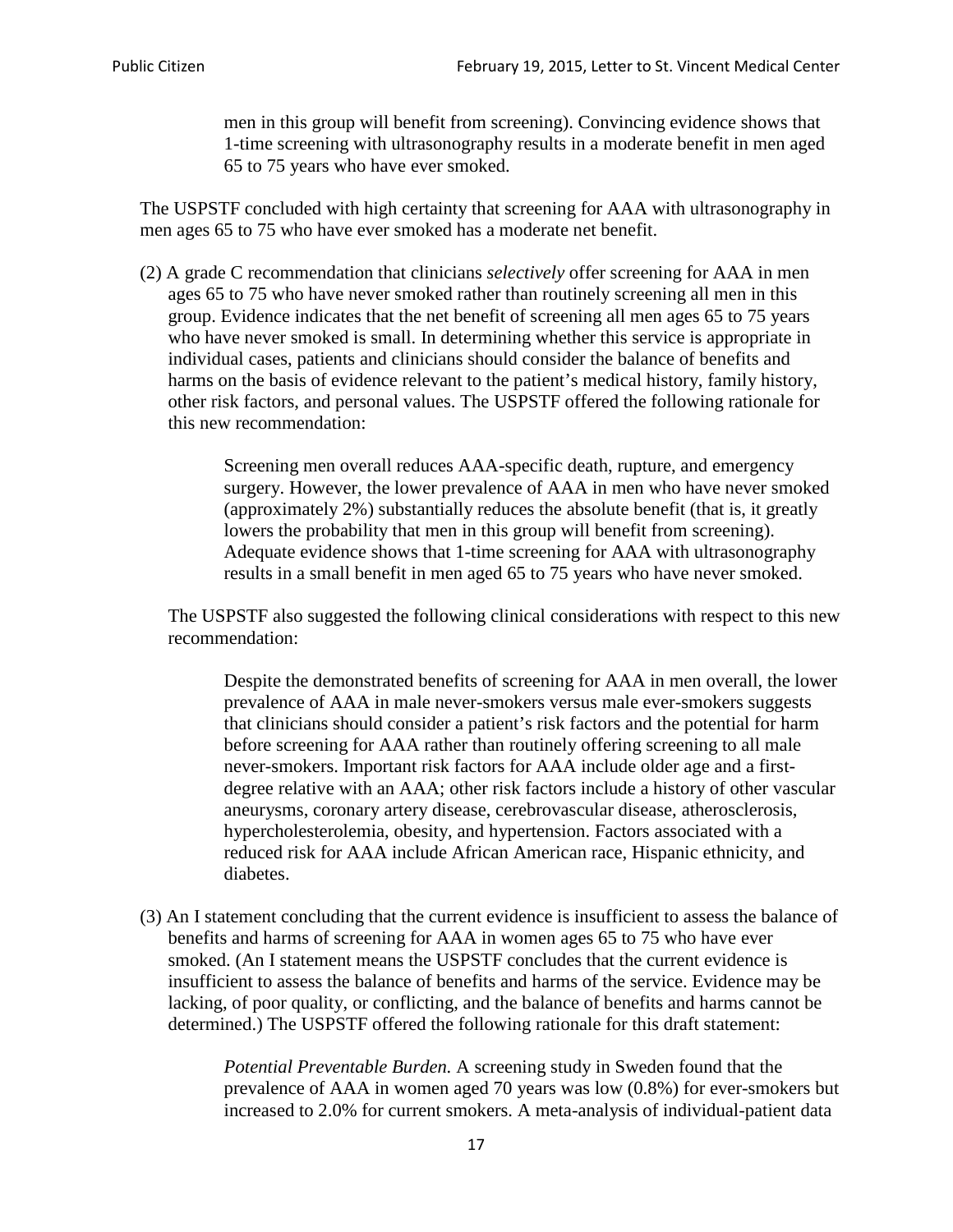> men in this group will benefit from screening). Convincing evidence shows that 1-time screening with ultrasonography results in a moderate benefit in men aged 65 to 75 years who have ever smoked.

The USPSTF concluded with high certainty that screening for AAA with ultrasonography in men ages 65 to 75 who have ever smoked has a moderate net benefit.

(2) A grade C recommendation that clinicians *selectively* offer screening for AAA in men ages 65 to 75 who have never smoked rather than routinely screening all men in this group. Evidence indicates that the net benefit of screening all men ages 65 to 75 years who have never smoked is small. In determining whether this service is appropriate in individual cases, patients and clinicians should consider the balance of benefits and harms on the basis of evidence relevant to the patient's medical history, family history, other risk factors, and personal values. The USPSTF offered the following rationale for this new recommendation:

> Screening men overall reduces AAA-specific death, rupture, and emergency surgery. However, the lower prevalence of AAA in men who have never smoked (approximately 2%) substantially reduces the absolute benefit (that is, it greatly lowers the probability that men in this group will benefit from screening). Adequate evidence shows that 1-time screening for AAA with ultrasonography results in a small benefit in men aged 65 to 75 years who have never smoked.

The USPSTF also suggested the following clinical considerations with respect to this new recommendation:

> Despite the demonstrated benefits of screening for AAA in men overall, the lower prevalence of AAA in male never-smokers versus male ever-smokers suggests that clinicians should consider a patient's risk factors and the potential for harm before screening for AAA rather than routinely offering screening to all male never-smokers. Important risk factors for AAA include older age and a first-degree relative with an AAA; other risk factors include a history of other vascular aneurysms, coronary artery disease, cerebrovascular disease, atherosclerosis, hypercholesterolemia, obesity, and hypertension. Factors associated with a reduced risk for AAA include African American race, Hispanic ethnicity, and diabetes.

(3) An I statement concluding that the current evidence is insufficient to assess the balance of benefits and harms of screening for AAA in women ages 65 to 75 who have ever smoked. (An I statement means the USPSTF concludes that the current evidence is insufficient to assess the balance of benefits and harms of the service. Evidence may be lacking, of poor quality, or conflicting, and the balance of benefits and harms cannot be determined.) The USPSTF offered the following rationale for this draft statement:

> *Potential Preventable Burden.* A screening study in Sweden found that the prevalence of AAA in women aged 70 years was low (0.8%) for ever-smokers but increased to 2.0% for current smokers. A meta-analysis of individual-patient data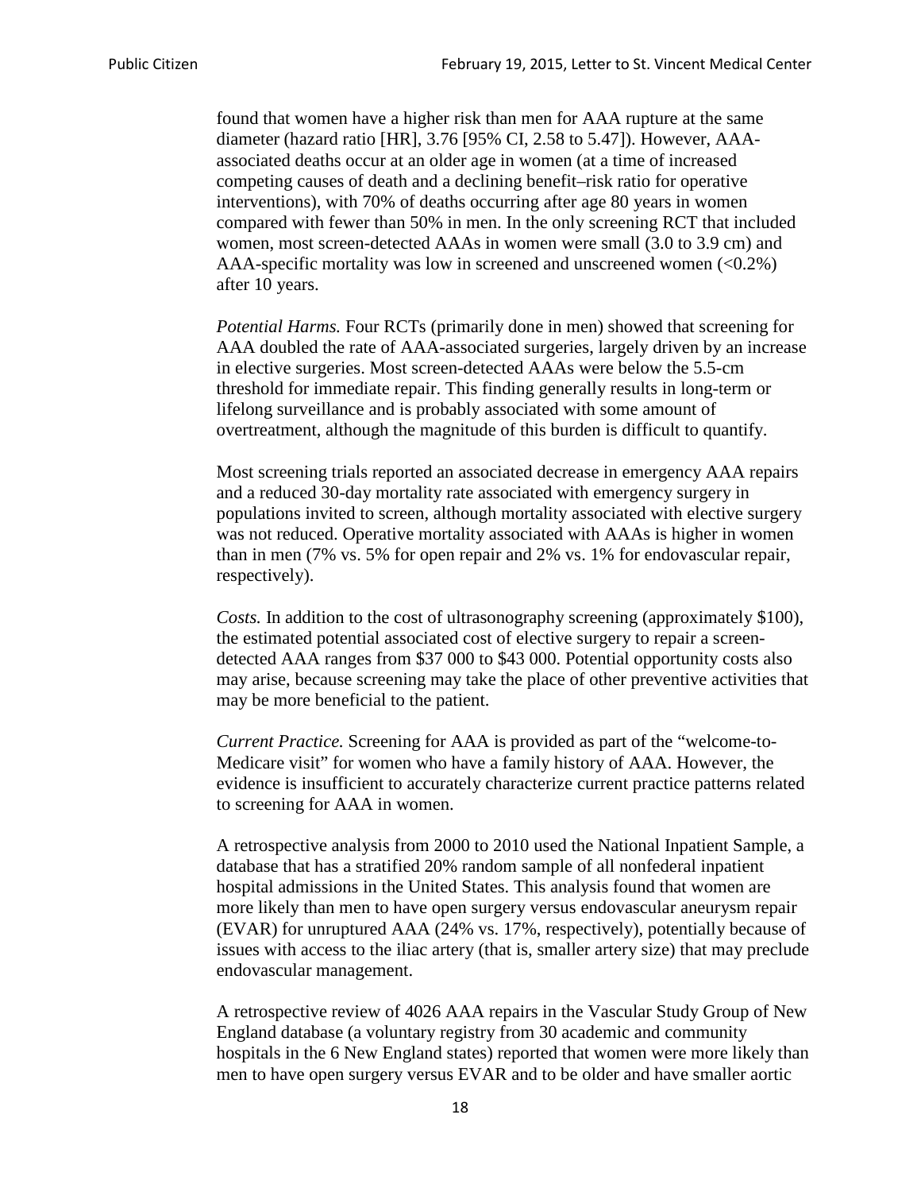found that women have a higher risk than men for AAA rupture at the same diameter (hazard ratio [HR], 3.76 [95% CI, 2.58 to 5.47]). However, AAA-associated deaths occur at an older age in women (at a time of increased competing causes of death and a declining benefit–risk ratio for operative interventions), with 70% of deaths occurring after age 80 years in women compared with fewer than 50% in men. In the only screening RCT that included women, most screen-detected AAAs in women were small (3.0 to 3.9 cm) and AAA-specific mortality was low in screened and unscreened women (<0.2%) after 10 years.

*Potential Harms.* Four RCTs (primarily done in men) showed that screening for AAA doubled the rate of AAA-associated surgeries, largely driven by an increase in elective surgeries. Most screen-detected AAAs were below the 5.5-cm threshold for immediate repair. This finding generally results in long-term or lifelong surveillance and is probably associated with some amount of overtreatment, although the magnitude of this burden is difficult to quantify.

Most screening trials reported an associated decrease in emergency AAA repairs and a reduced 30-day mortality rate associated with emergency surgery in populations invited to screen, although mortality associated with elective surgery was not reduced. Operative mortality associated with AAAs is higher in women than in men (7% vs. 5% for open repair and 2% vs. 1% for endovascular repair, respectively).

*Costs.* In addition to the cost of ultrasonography screening (approximately $100), the estimated potential associated cost of elective surgery to repair a screen-detected AAA ranges from $37 000 to $43 000. Potential opportunity costs also may arise, because screening may take the place of other preventive activities that may be more beneficial to the patient.

*Current Practice.* Screening for AAA is provided as part of the "welcome-to-Medicare visit" for women who have a family history of AAA. However, the evidence is insufficient to accurately characterize current practice patterns related to screening for AAA in women.

A retrospective analysis from 2000 to 2010 used the National Inpatient Sample, a database that has a stratified 20% random sample of all nonfederal inpatient hospital admissions in the United States. This analysis found that women are more likely than men to have open surgery versus endovascular aneurysm repair (EVAR) for unruptured AAA (24% vs. 17%, respectively), potentially because of issues with access to the iliac artery (that is, smaller artery size) that may preclude endovascular management.

A retrospective review of 4026 AAA repairs in the Vascular Study Group of New England database (a voluntary registry from 30 academic and community hospitals in the 6 New England states) reported that women were more likely than men to have open surgery versus EVAR and to be older and have smaller aortic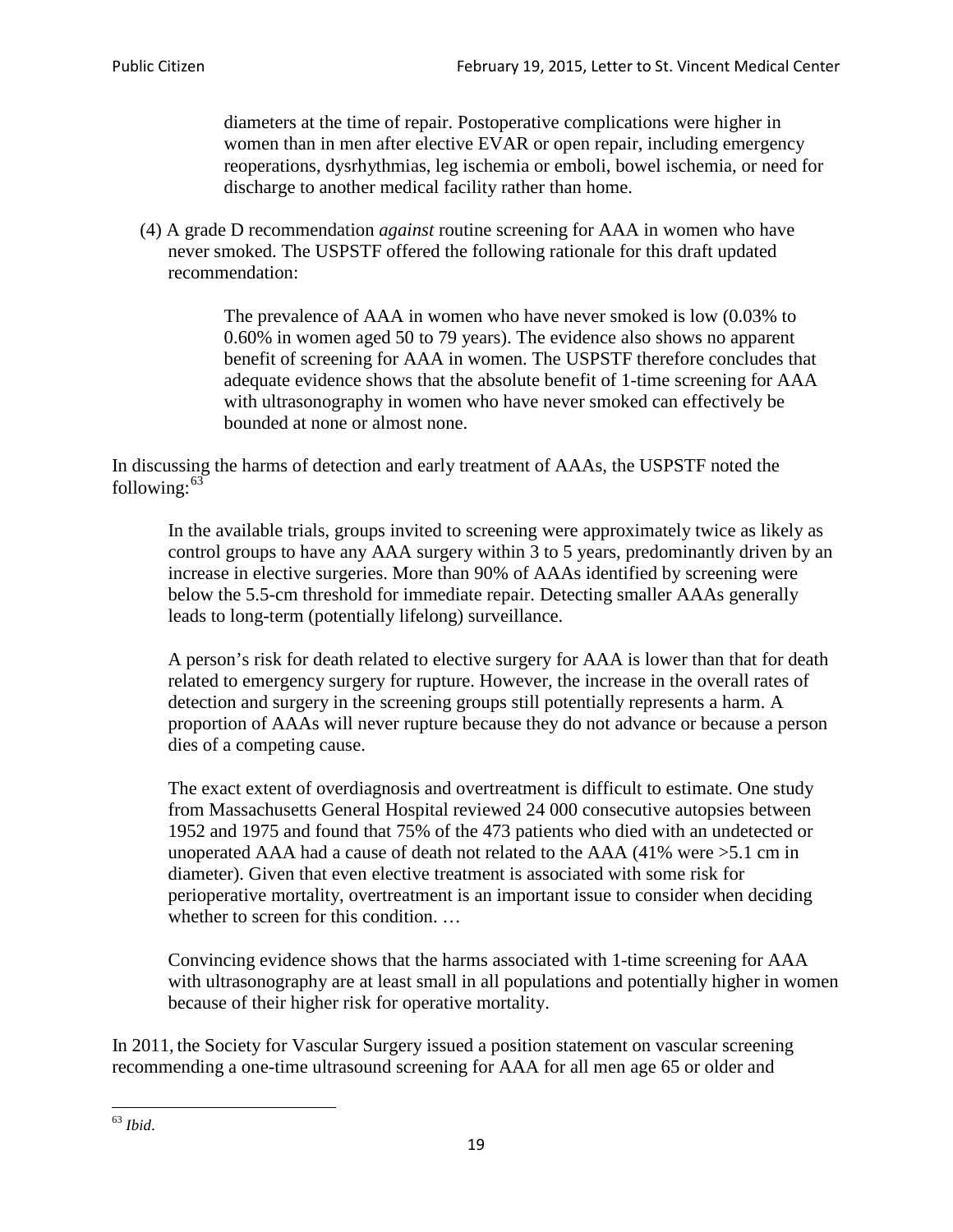> diameters at the time of repair. Postoperative complications were higher in women than in men after elective EVAR or open repair, including emergency reoperations, dysrhythmias, leg ischemia or emboli, bowel ischemia, or need for discharge to another medical facility rather than home.

(4) A grade D recommendation *against* routine screening for AAA in women who have never smoked. The USPSTF offered the following rationale for this draft updated recommendation:

> The prevalence of AAA in women who have never smoked is low (0.03% to 0.60% in women aged 50 to 79 years). The evidence also shows no apparent benefit of screening for AAA in women. The USPSTF therefore concludes that adequate evidence shows that the absolute benefit of 1-time screening for AAA with ultrasonography in women who have never smoked can effectively be bounded at none or almost none.

In discussing the harms of detection and early treatment of AAAs, the USPSTF noted the following:[63]

> In the available trials, groups invited to screening were approximately twice as likely as control groups to have any AAA surgery within 3 to 5 years, predominantly driven by an increase in elective surgeries. More than 90% of AAAs identified by screening were below the 5.5-cm threshold for immediate repair. Detecting smaller AAAs generally leads to long-term (potentially lifelong) surveillance.
>
> A person's risk for death related to elective surgery for AAA is lower than that for death related to emergency surgery for rupture. However, the increase in the overall rates of detection and surgery in the screening groups still potentially represents a harm. A proportion of AAAs will never rupture because they do not advance or because a person dies of a competing cause.
>
> The exact extent of overdiagnosis and overtreatment is difficult to estimate. One study from Massachusetts General Hospital reviewed 24 000 consecutive autopsies between 1952 and 1975 and found that 75% of the 473 patients who died with an undetected or unoperated AAA had a cause of death not related to the AAA (41% were >5.1 cm in diameter). Given that even elective treatment is associated with some risk for perioperative mortality, overtreatment is an important issue to consider when deciding whether to screen for this condition. …
>
> Convincing evidence shows that the harms associated with 1-time screening for AAA with ultrasonography are at least small in all populations and potentially higher in women because of their higher risk for operative mortality.

In 2011, the Society for Vascular Surgery issued a position statement on vascular screening recommending a one-time ultrasound screening for AAA for all men age 65 or older and

[63] *Ibid*.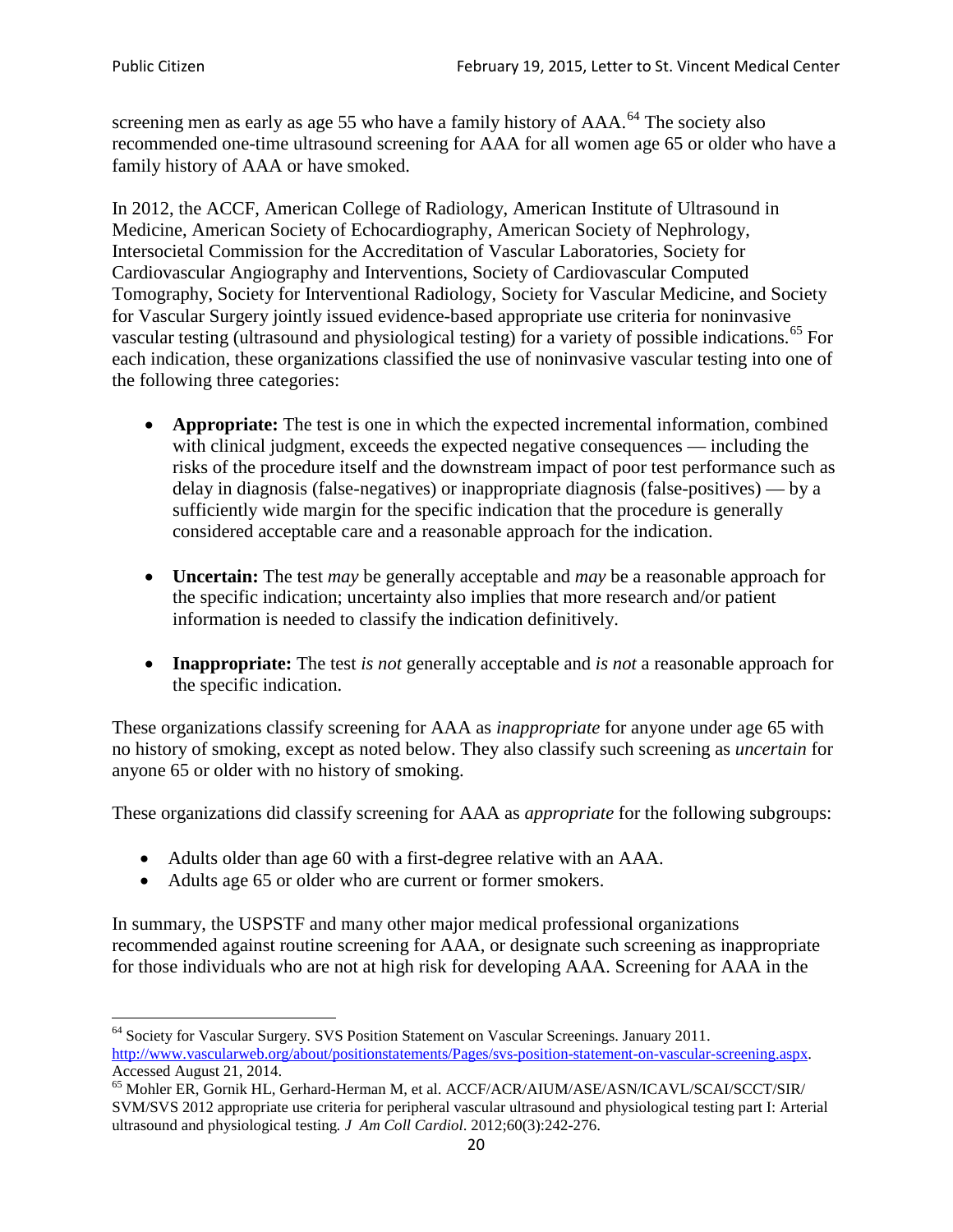screening men as early as age 55 who have a family history of AAA.[64] The society also recommended one-time ultrasound screening for AAA for all women age 65 or older who have a family history of AAA or have smoked.

In 2012, the ACCF, American College of Radiology, American Institute of Ultrasound in Medicine, American Society of Echocardiography, American Society of Nephrology, Intersocietal Commission for the Accreditation of Vascular Laboratories, Society for Cardiovascular Angiography and Interventions, Society of Cardiovascular Computed Tomography, Society for Interventional Radiology, Society for Vascular Medicine, and Society for Vascular Surgery jointly issued evidence-based appropriate use criteria for noninvasive vascular testing (ultrasound and physiological testing) for a variety of possible indications.[65] For each indication, these organizations classified the use of noninvasive vascular testing into one of the following three categories:

- **Appropriate:** The test is one in which the expected incremental information, combined with clinical judgment, exceeds the expected negative consequences — including the risks of the procedure itself and the downstream impact of poor test performance such as delay in diagnosis (false-negatives) or inappropriate diagnosis (false-positives) — by a sufficiently wide margin for the specific indication that the procedure is generally considered acceptable care and a reasonable approach for the indication.

- **Uncertain:** The test *may* be generally acceptable and *may* be a reasonable approach for the specific indication; uncertainty also implies that more research and/or patient information is needed to classify the indication definitively.

- **Inappropriate:** The test *is not* generally acceptable and *is not* a reasonable approach for the specific indication.

These organizations classify screening for AAA as *inappropriate* for anyone under age 65 with no history of smoking, except as noted below. They also classify such screening as *uncertain* for anyone 65 or older with no history of smoking.

These organizations did classify screening for AAA as *appropriate* for the following subgroups:

- Adults older than age 60 with a first-degree relative with an AAA.
- Adults age 65 or older who are current or former smokers.

In summary, the USPSTF and many other major medical professional organizations recommended against routine screening for AAA, or designate such screening as inappropriate for those individuals who are not at high risk for developing AAA. Screening for AAA in the

---

[64] Society for Vascular Surgery. SVS Position Statement on Vascular Screenings. January 2011. http://www.vascularweb.org/about/positionstatements/Pages/svs-position-statement-on-vascular-screening.aspx. Accessed August 21, 2014.

[65] Mohler ER, Gornik HL, Gerhard-Herman M, et al. ACCF/ACR/AIUM/ASE/ASN/ICAVL/SCAI/SCCT/SIR/SVM/SVS 2012 appropriate use criteria for peripheral vascular ultrasound and physiological testing part I: Arterial ultrasound and physiological testing. *J Am Coll Cardiol*. 2012;60(3):242-276.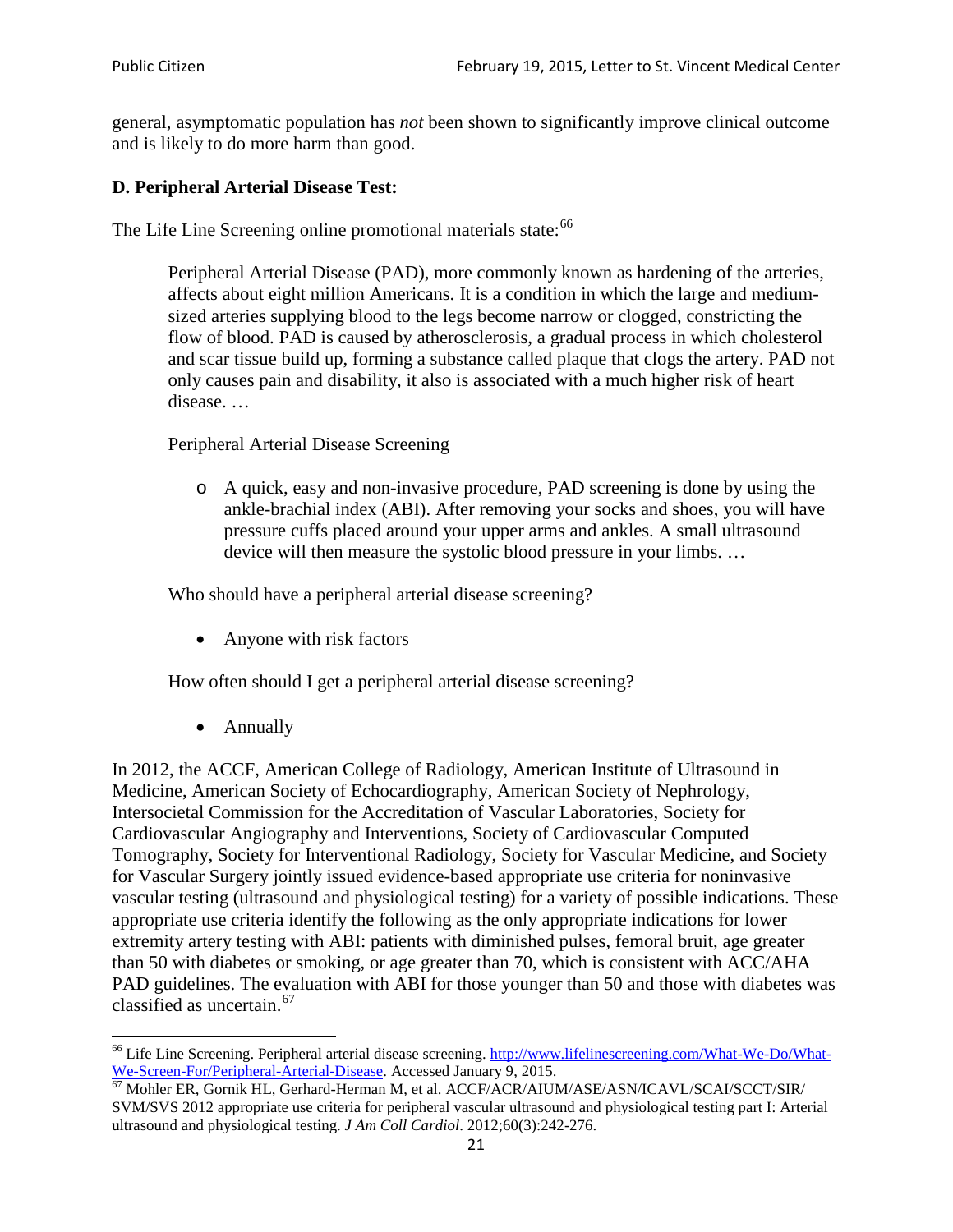general, asymptomatic population has *not* been shown to significantly improve clinical outcome and is likely to do more harm than good.

### D. Peripheral Arterial Disease Test:

The Life Line Screening online promotional materials state:[66]

> Peripheral Arterial Disease (PAD), more commonly known as hardening of the arteries, affects about eight million Americans. It is a condition in which the large and medium-sized arteries supplying blood to the legs become narrow or clogged, constricting the flow of blood. PAD is caused by atherosclerosis, a gradual process in which cholesterol and scar tissue build up, forming a substance called plaque that clogs the artery. PAD not only causes pain and disability, it also is associated with a much higher risk of heart disease. …
>
> Peripheral Arterial Disease Screening
>
> - A quick, easy and non-invasive procedure, PAD screening is done by using the ankle-brachial index (ABI). After removing your socks and shoes, you will have pressure cuffs placed around your upper arms and ankles. A small ultrasound device will then measure the systolic blood pressure in your limbs. …
>
> Who should have a peripheral arterial disease screening?
>
> - Anyone with risk factors
>
> How often should I get a peripheral arterial disease screening?
>
> - Annually

In 2012, the ACCF, American College of Radiology, American Institute of Ultrasound in Medicine, American Society of Echocardiography, American Society of Nephrology, Intersocietal Commission for the Accreditation of Vascular Laboratories, Society for Cardiovascular Angiography and Interventions, Society of Cardiovascular Computed Tomography, Society for Interventional Radiology, Society for Vascular Medicine, and Society for Vascular Surgery jointly issued evidence-based appropriate use criteria for noninvasive vascular testing (ultrasound and physiological testing) for a variety of possible indications. These appropriate use criteria identify the following as the only appropriate indications for lower extremity artery testing with ABI: patients with diminished pulses, femoral bruit, age greater than 50 with diabetes or smoking, or age greater than 70, which is consistent with ACC/AHA PAD guidelines. The evaluation with ABI for those younger than 50 and those with diabetes was classified as uncertain.[67]

---

[66] Life Line Screening. Peripheral arterial disease screening. http://www.lifelinescreening.com/What-We-Do/What-We-Screen-For/Peripheral-Arterial-Disease. Accessed January 9, 2015.

[67] Mohler ER, Gornik HL, Gerhard-Herman M, et al. ACCF/ACR/AIUM/ASE/ASN/ICAVL/SCAI/SCCT/SIR/SVM/SVS 2012 appropriate use criteria for peripheral vascular ultrasound and physiological testing part I: Arterial ultrasound and physiological testing. *J Am Coll Cardiol*. 2012;60(3):242-276.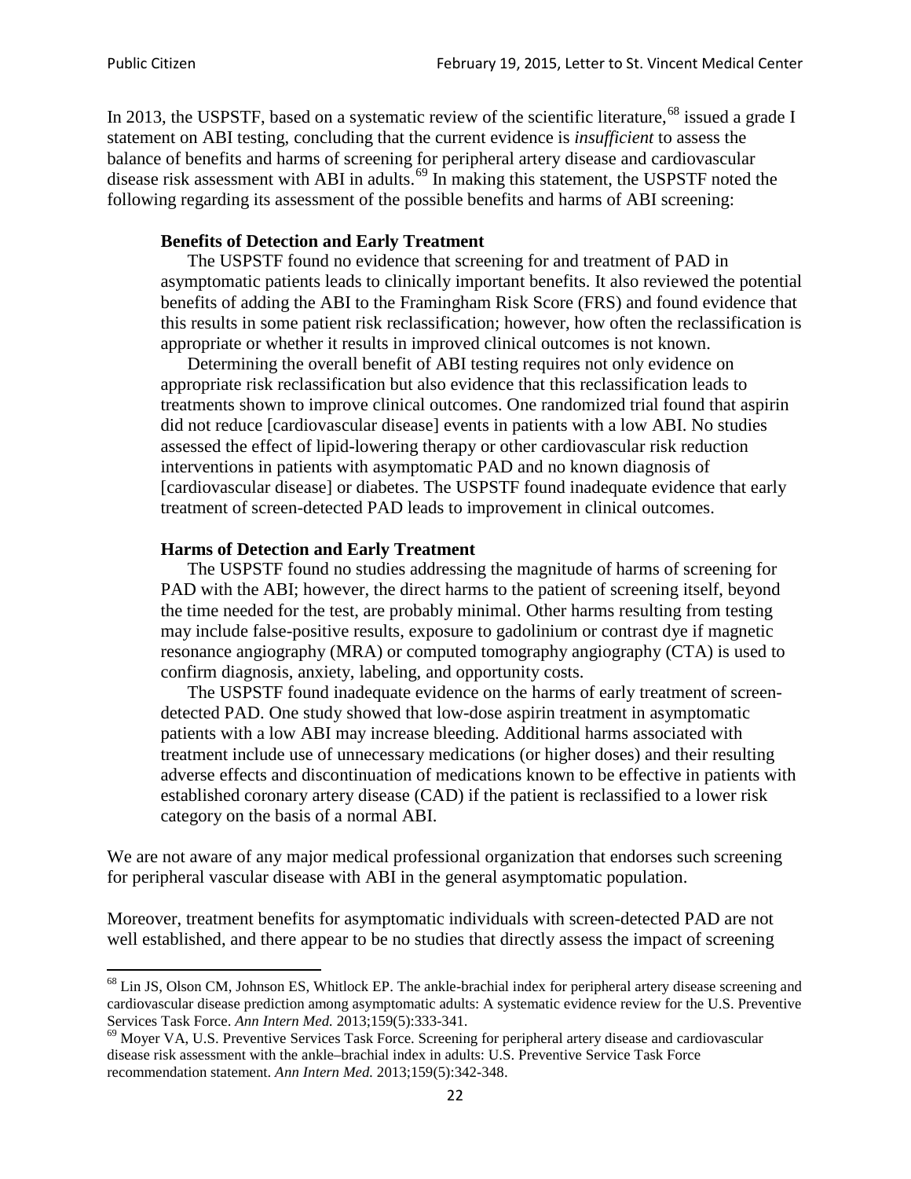In 2013, the USPSTF, based on a systematic review of the scientific literature,[68] issued a grade I statement on ABI testing, concluding that the current evidence is *insufficient* to assess the balance of benefits and harms of screening for peripheral artery disease and cardiovascular disease risk assessment with ABI in adults.[69] In making this statement, the USPSTF noted the following regarding its assessment of the possible benefits and harms of ABI screening:

> **Benefits of Detection and Early Treatment**
>
> The USPSTF found no evidence that screening for and treatment of PAD in asymptomatic patients leads to clinically important benefits. It also reviewed the potential benefits of adding the ABI to the Framingham Risk Score (FRS) and found evidence that this results in some patient risk reclassification; however, how often the reclassification is appropriate or whether it results in improved clinical outcomes is not known.
>
> Determining the overall benefit of ABI testing requires not only evidence on appropriate risk reclassification but also evidence that this reclassification leads to treatments shown to improve clinical outcomes. One randomized trial found that aspirin did not reduce [cardiovascular disease] events in patients with a low ABI. No studies assessed the effect of lipid-lowering therapy or other cardiovascular risk reduction interventions in patients with asymptomatic PAD and no known diagnosis of [cardiovascular disease] or diabetes. The USPSTF found inadequate evidence that early treatment of screen-detected PAD leads to improvement in clinical outcomes.
>
> **Harms of Detection and Early Treatment**
>
> The USPSTF found no studies addressing the magnitude of harms of screening for PAD with the ABI; however, the direct harms to the patient of screening itself, beyond the time needed for the test, are probably minimal. Other harms resulting from testing may include false-positive results, exposure to gadolinium or contrast dye if magnetic resonance angiography (MRA) or computed tomography angiography (CTA) is used to confirm diagnosis, anxiety, labeling, and opportunity costs.
>
> The USPSTF found inadequate evidence on the harms of early treatment of screen-detected PAD. One study showed that low-dose aspirin treatment in asymptomatic patients with a low ABI may increase bleeding. Additional harms associated with treatment include use of unnecessary medications (or higher doses) and their resulting adverse effects and discontinuation of medications known to be effective in patients with established coronary artery disease (CAD) if the patient is reclassified to a lower risk category on the basis of a normal ABI.

We are not aware of any major medical professional organization that endorses such screening for peripheral vascular disease with ABI in the general asymptomatic population.

Moreover, treatment benefits for asymptomatic individuals with screen-detected PAD are not well established, and there appear to be no studies that directly assess the impact of screening

---

[68] Lin JS, Olson CM, Johnson ES, Whitlock EP. The ankle-brachial index for peripheral artery disease screening and cardiovascular disease prediction among asymptomatic adults: A systematic evidence review for the U.S. Preventive Services Task Force. *Ann Intern Med.* 2013;159(5):333-341.

[69] Moyer VA, U.S. Preventive Services Task Force. Screening for peripheral artery disease and cardiovascular disease risk assessment with the ankle–brachial index in adults: U.S. Preventive Service Task Force recommendation statement. *Ann Intern Med.* 2013;159(5):342-348.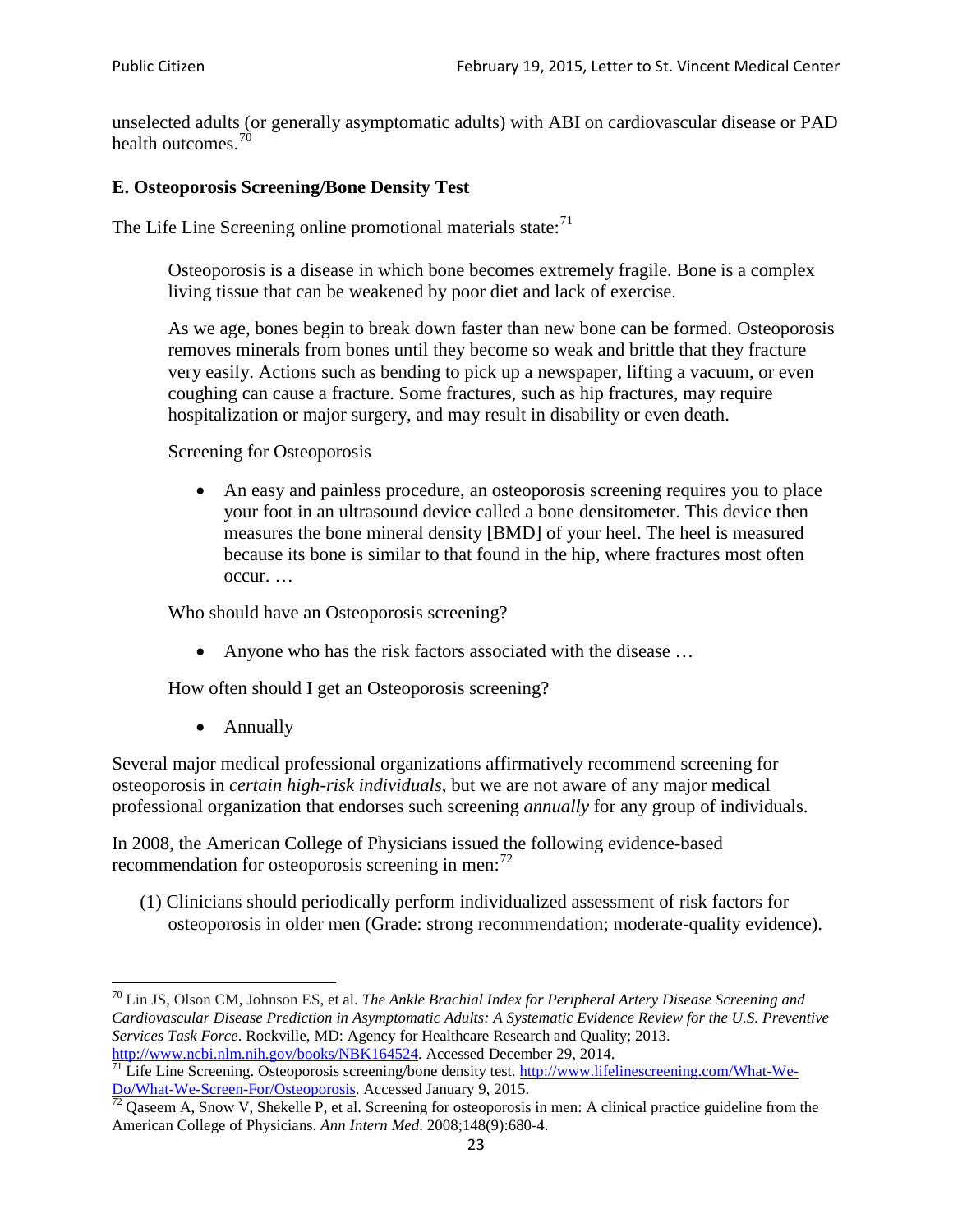unselected adults (or generally asymptomatic adults) with ABI on cardiovascular disease or PAD health outcomes.[70]

### E. Osteoporosis Screening/Bone Density Test

The Life Line Screening online promotional materials state:[71]

> Osteoporosis is a disease in which bone becomes extremely fragile. Bone is a complex living tissue that can be weakened by poor diet and lack of exercise.
>
> As we age, bones begin to break down faster than new bone can be formed. Osteoporosis removes minerals from bones until they become so weak and brittle that they fracture very easily. Actions such as bending to pick up a newspaper, lifting a vacuum, or even coughing can cause a fracture. Some fractures, such as hip fractures, may require hospitalization or major surgery, and may result in disability or even death.
>
> Screening for Osteoporosis
>
> - An easy and painless procedure, an osteoporosis screening requires you to place your foot in an ultrasound device called a bone densitometer. This device then measures the bone mineral density [BMD] of your heel. The heel is measured because its bone is similar to that found in the hip, where fractures most often occur. …
>
> Who should have an Osteoporosis screening?
>
> - Anyone who has the risk factors associated with the disease …
>
> How often should I get an Osteoporosis screening?
>
> - Annually

Several major medical professional organizations affirmatively recommend screening for osteoporosis in *certain high-risk individuals*, but we are not aware of any major medical professional organization that endorses such screening *annually* for any group of individuals.

In 2008, the American College of Physicians issued the following evidence-based recommendation for osteoporosis screening in men:[72]

(1) Clinicians should periodically perform individualized assessment of risk factors for osteoporosis in older men (Grade: strong recommendation; moderate-quality evidence).

---

[70] Lin JS, Olson CM, Johnson ES, et al. *The Ankle Brachial Index for Peripheral Artery Disease Screening and Cardiovascular Disease Prediction in Asymptomatic Adults: A Systematic Evidence Review for the U.S. Preventive Services Task Force*. Rockville, MD: Agency for Healthcare Research and Quality; 2013. http://www.ncbi.nlm.nih.gov/books/NBK164524. Accessed December 29, 2014.

[71] Life Line Screening. Osteoporosis screening/bone density test. http://www.lifelinescreening.com/What-We-Do/What-We-Screen-For/Osteoporosis. Accessed January 9, 2015.

[72] Qaseem A, Snow V, Shekelle P, et al. Screening for osteoporosis in men: A clinical practice guideline from the American College of Physicians. *Ann Intern Med*. 2008;148(9):680-4.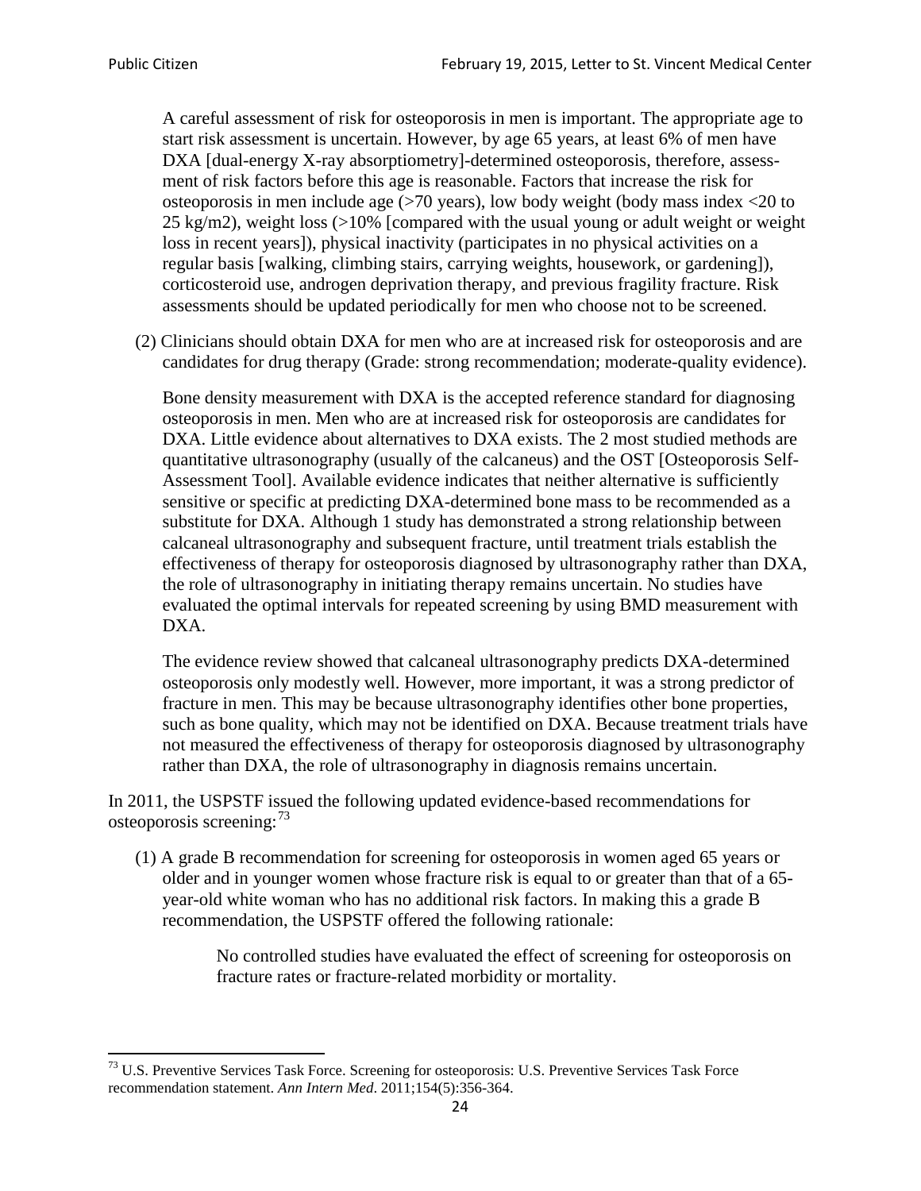A careful assessment of risk for osteoporosis in men is important. The appropriate age to start risk assessment is uncertain. However, by age 65 years, at least 6% of men have DXA [dual-energy X-ray absorptiometry]-determined osteoporosis, therefore, assessment of risk factors before this age is reasonable. Factors that increase the risk for osteoporosis in men include age (>70 years), low body weight (body mass index <20 to 25 kg/m2), weight loss (>10% [compared with the usual young or adult weight or weight loss in recent years]), physical inactivity (participates in no physical activities on a regular basis [walking, climbing stairs, carrying weights, housework, or gardening]), corticosteroid use, androgen deprivation therapy, and previous fragility fracture. Risk assessments should be updated periodically for men who choose not to be screened.

(2) Clinicians should obtain DXA for men who are at increased risk for osteoporosis and are candidates for drug therapy (Grade: strong recommendation; moderate-quality evidence).

Bone density measurement with DXA is the accepted reference standard for diagnosing osteoporosis in men. Men who are at increased risk for osteoporosis are candidates for DXA. Little evidence about alternatives to DXA exists. The 2 most studied methods are quantitative ultrasonography (usually of the calcaneus) and the OST [Osteoporosis Self-Assessment Tool]. Available evidence indicates that neither alternative is sufficiently sensitive or specific at predicting DXA-determined bone mass to be recommended as a substitute for DXA. Although 1 study has demonstrated a strong relationship between calcaneal ultrasonography and subsequent fracture, until treatment trials establish the effectiveness of therapy for osteoporosis diagnosed by ultrasonography rather than DXA, the role of ultrasonography in initiating therapy remains uncertain. No studies have evaluated the optimal intervals for repeated screening by using BMD measurement with DXA.

The evidence review showed that calcaneal ultrasonography predicts DXA-determined osteoporosis only modestly well. However, more important, it was a strong predictor of fracture in men. This may be because ultrasonography identifies other bone properties, such as bone quality, which may not be identified on DXA. Because treatment trials have not measured the effectiveness of therapy for osteoporosis diagnosed by ultrasonography rather than DXA, the role of ultrasonography in diagnosis remains uncertain.

In 2011, the USPSTF issued the following updated evidence-based recommendations for osteoporosis screening:[73]

(1) A grade B recommendation for screening for osteoporosis in women aged 65 years or older and in younger women whose fracture risk is equal to or greater than that of a 65-year-old white woman who has no additional risk factors. In making this a grade B recommendation, the USPSTF offered the following rationale:

> No controlled studies have evaluated the effect of screening for osteoporosis on fracture rates or fracture-related morbidity or mortality.

[73] U.S. Preventive Services Task Force. Screening for osteoporosis: U.S. Preventive Services Task Force recommendation statement. *Ann Intern Med*. 2011;154(5):356-364.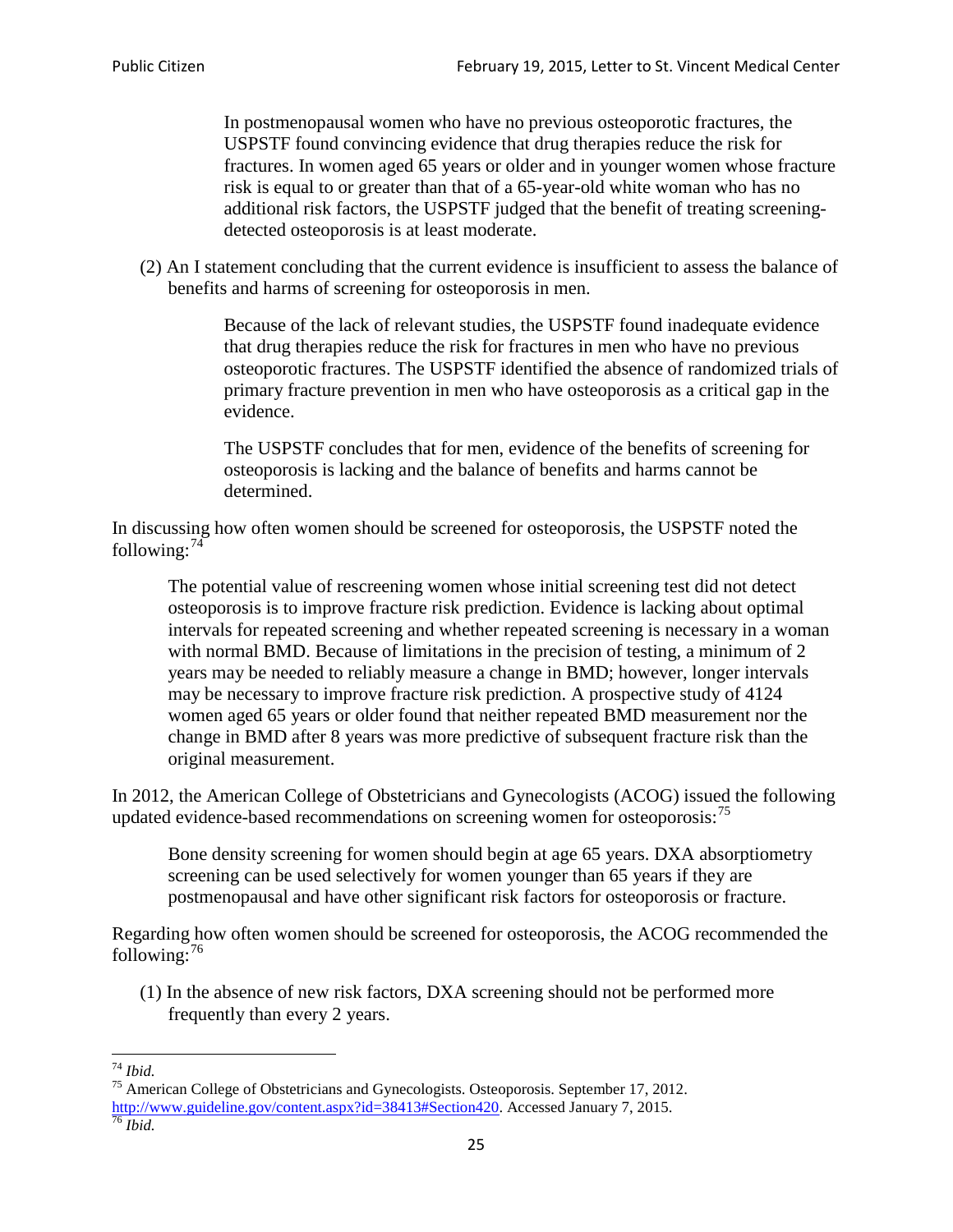> In postmenopausal women who have no previous osteoporotic fractures, the USPSTF found convincing evidence that drug therapies reduce the risk for fractures. In women aged 65 years or older and in younger women whose fracture risk is equal to or greater than that of a 65-year-old white woman who has no additional risk factors, the USPSTF judged that the benefit of treating screening-detected osteoporosis is at least moderate.

(2) An I statement concluding that the current evidence is insufficient to assess the balance of benefits and harms of screening for osteoporosis in men.

> Because of the lack of relevant studies, the USPSTF found inadequate evidence that drug therapies reduce the risk for fractures in men who have no previous osteoporotic fractures. The USPSTF identified the absence of randomized trials of primary fracture prevention in men who have osteoporosis as a critical gap in the evidence.
>
> The USPSTF concludes that for men, evidence of the benefits of screening for osteoporosis is lacking and the balance of benefits and harms cannot be determined.

In discussing how often women should be screened for osteoporosis, the USPSTF noted the following:[74]

> The potential value of rescreening women whose initial screening test did not detect osteoporosis is to improve fracture risk prediction. Evidence is lacking about optimal intervals for repeated screening and whether repeated screening is necessary in a woman with normal BMD. Because of limitations in the precision of testing, a minimum of 2 years may be needed to reliably measure a change in BMD; however, longer intervals may be necessary to improve fracture risk prediction. A prospective study of 4124 women aged 65 years or older found that neither repeated BMD measurement nor the change in BMD after 8 years was more predictive of subsequent fracture risk than the original measurement.

In 2012, the American College of Obstetricians and Gynecologists (ACOG) issued the following updated evidence-based recommendations on screening women for osteoporosis:[75]

> Bone density screening for women should begin at age 65 years. DXA absorptiometry screening can be used selectively for women younger than 65 years if they are postmenopausal and have other significant risk factors for osteoporosis or fracture.

Regarding how often women should be screened for osteoporosis, the ACOG recommended the following:[76]

(1) In the absence of new risk factors, DXA screening should not be performed more frequently than every 2 years.

---

[74] *Ibid.*

[75] American College of Obstetricians and Gynecologists. Osteoporosis. September 17, 2012. http://www.guideline.gov/content.aspx?id=38413#Section420. Accessed January 7, 2015.

[76] *Ibid.*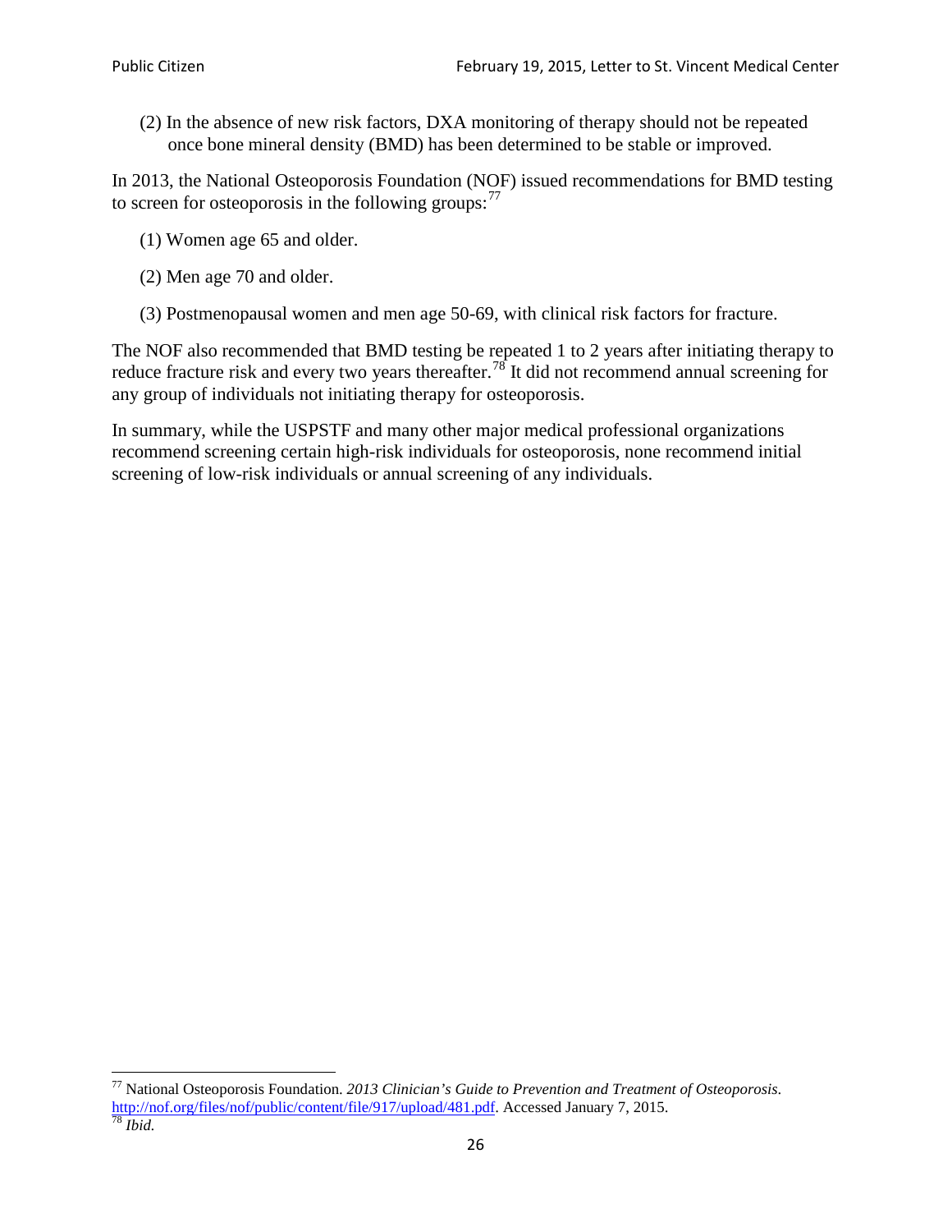(2) In the absence of new risk factors, DXA monitoring of therapy should not be repeated once bone mineral density (BMD) has been determined to be stable or improved.

In 2013, the National Osteoporosis Foundation (NOF) issued recommendations for BMD testing to screen for osteoporosis in the following groups:[77]

(1) Women age 65 and older.

(2) Men age 70 and older.

(3) Postmenopausal women and men age 50-69, with clinical risk factors for fracture.

The NOF also recommended that BMD testing be repeated 1 to 2 years after initiating therapy to reduce fracture risk and every two years thereafter.[78] It did not recommend annual screening for any group of individuals not initiating therapy for osteoporosis.

In summary, while the USPSTF and many other major medical professional organizations recommend screening certain high-risk individuals for osteoporosis, none recommend initial screening of low-risk individuals or annual screening of any individuals.

---

[77] National Osteoporosis Foundation. *2013 Clinician's Guide to Prevention and Treatment of Osteoporosis*. http://nof.org/files/nof/public/content/file/917/upload/481.pdf. Accessed January 7, 2015.

[78] *Ibid.*